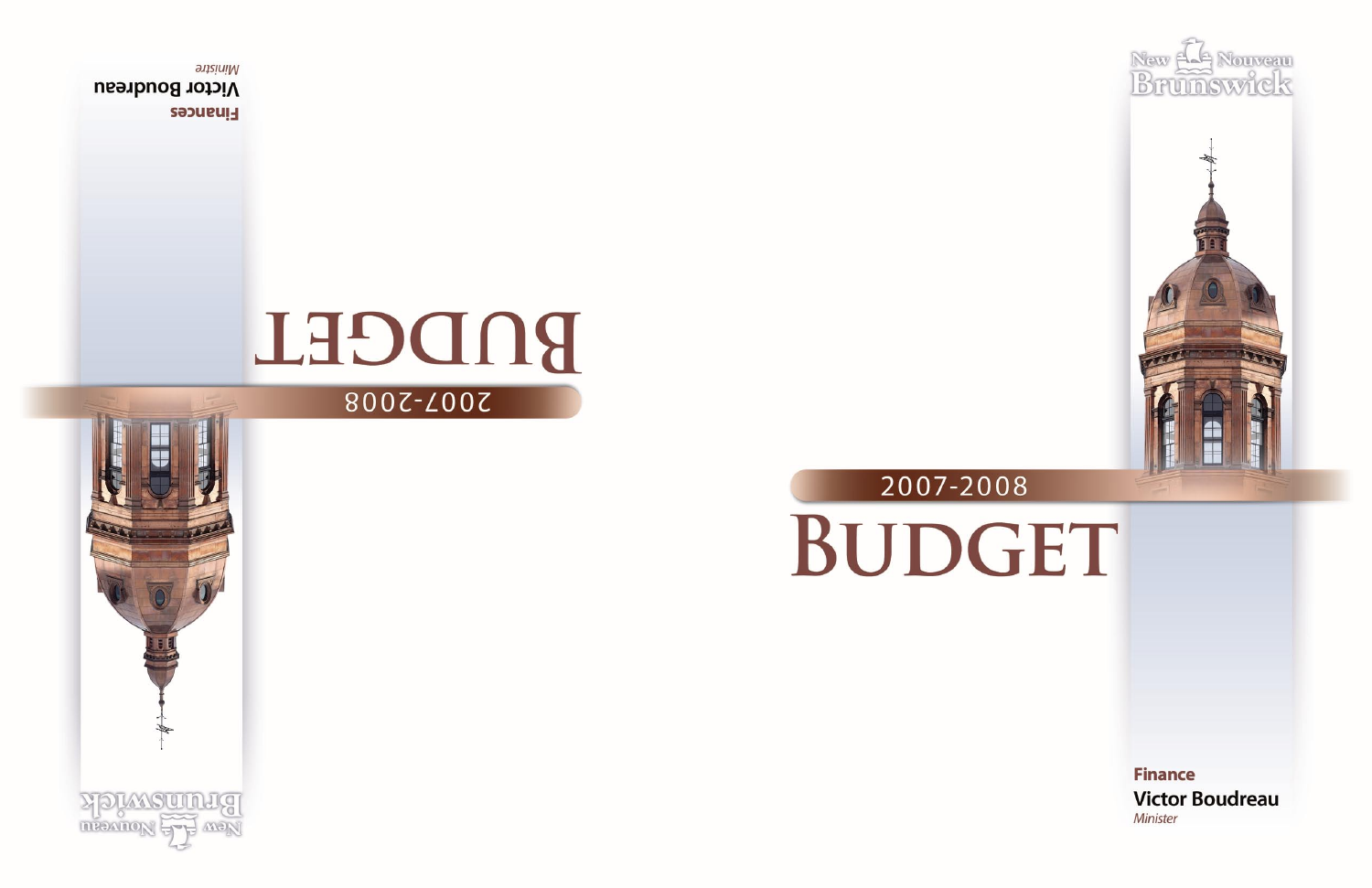New Nouveau Brunswick

2007-2008

# BUDGET

**Finance**

**Victor Boudreau**

*Minister*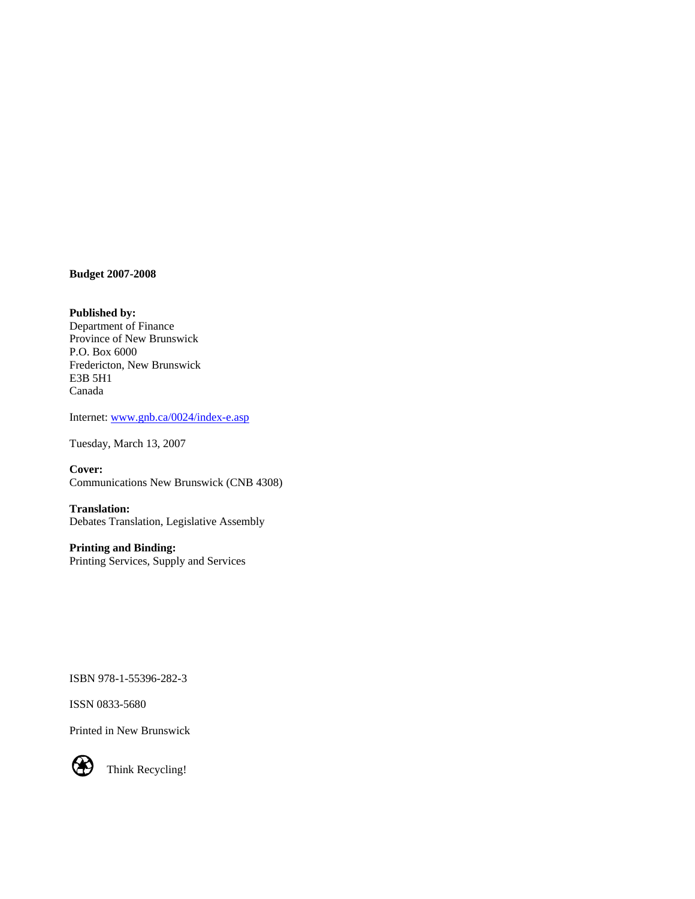**Budget 2007-2008**

**Published by:**
Department of Finance
Province of New Brunswick
P.O. Box 6000
Fredericton, New Brunswick
E3B 5H1
Canada

Internet: www.gnb.ca/0024/index-e.asp

Tuesday, March 13, 2007

**Cover:**
Communications New Brunswick (CNB 4308)

**Translation:**
Debates Translation, Legislative Assembly

**Printing and Binding:**
Printing Services, Supply and Services

ISBN 978-1-55396-282-3

ISSN 0833-5680

Printed in New Brunswick

Think Recycling!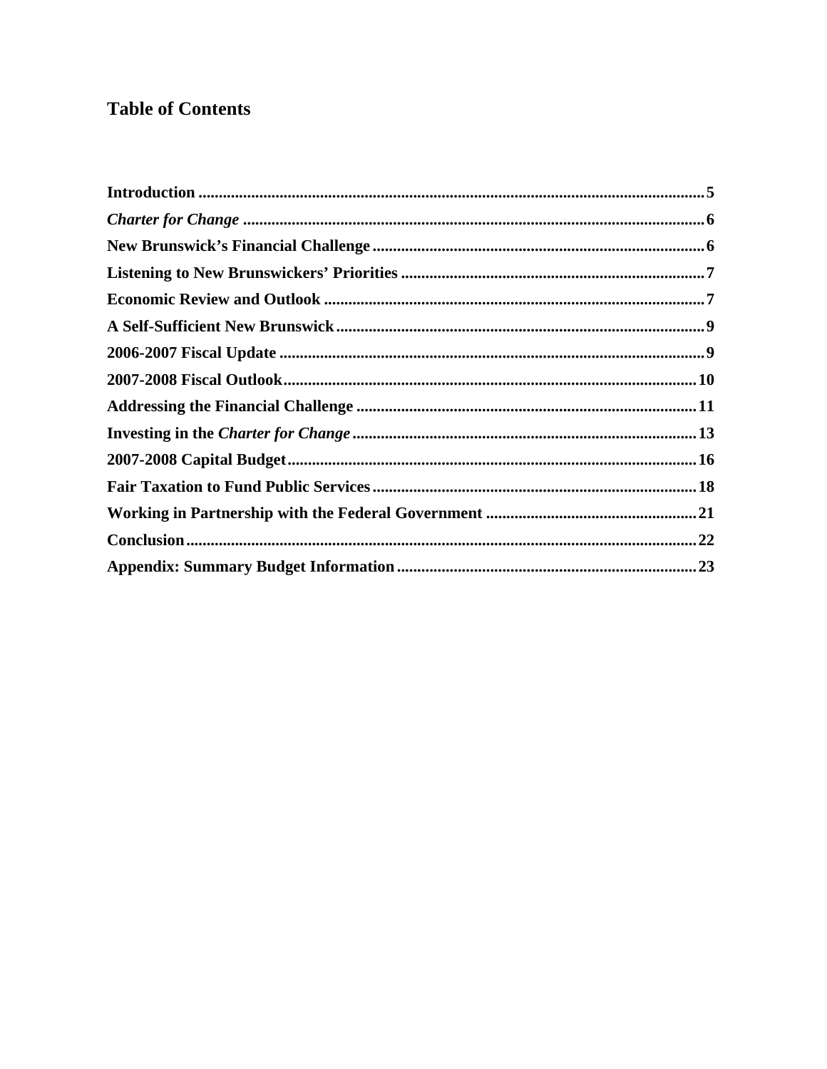## Table of Contents

**Introduction** ..... 5

***Charter for Change*** ..... 6

**New Brunswick's Financial Challenge** ..... 6

**Listening to New Brunswickers' Priorities** ..... 7

**Economic Review and Outlook** ..... 7

**A Self-Sufficient New Brunswick** ..... 9

**2006-2007 Fiscal Update** ..... 9

**2007-2008 Fiscal Outlook** ..... 10

**Addressing the Financial Challenge** ..... 11

**Investing in the *Charter for Change*** ..... 13

**2007-2008 Capital Budget** ..... 16

**Fair Taxation to Fund Public Services** ..... 18

**Working in Partnership with the Federal Government** ..... 21

**Conclusion** ..... 22

**Appendix: Summary Budget Information** ..... 23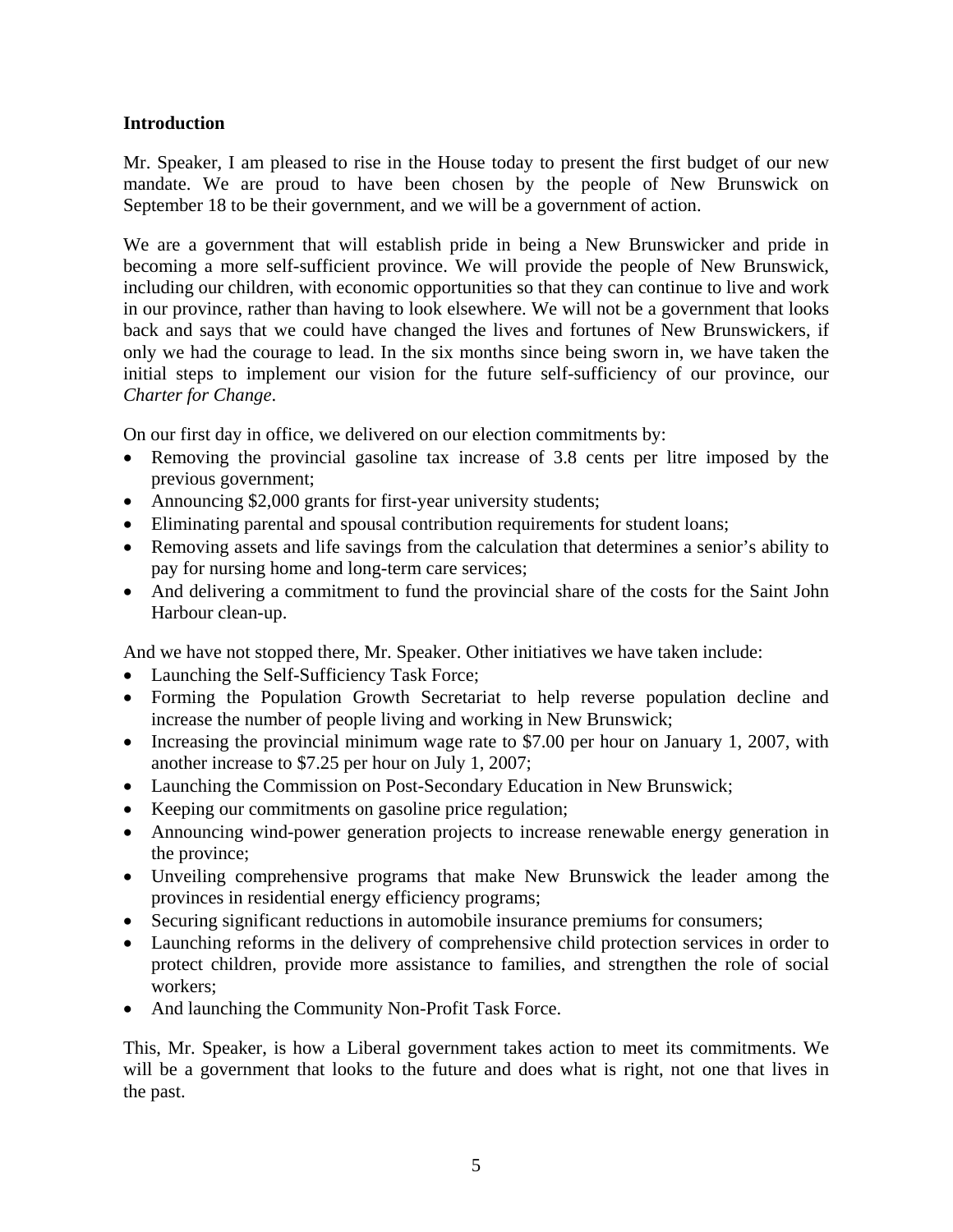## Introduction

Mr. Speaker, I am pleased to rise in the House today to present the first budget of our new mandate. We are proud to have been chosen by the people of New Brunswick on September 18 to be their government, and we will be a government of action.

We are a government that will establish pride in being a New Brunswicker and pride in becoming a more self-sufficient province. We will provide the people of New Brunswick, including our children, with economic opportunities so that they can continue to live and work in our province, rather than having to look elsewhere. We will not be a government that looks back and says that we could have changed the lives and fortunes of New Brunswickers, if only we had the courage to lead. In the six months since being sworn in, we have taken the initial steps to implement our vision for the future self-sufficiency of our province, our *Charter for Change*.

On our first day in office, we delivered on our election commitments by:

- Removing the provincial gasoline tax increase of 3.8 cents per litre imposed by the previous government;
- Announcing $2,000 grants for first-year university students;
- Eliminating parental and spousal contribution requirements for student loans;
- Removing assets and life savings from the calculation that determines a senior's ability to pay for nursing home and long-term care services;
- And delivering a commitment to fund the provincial share of the costs for the Saint John Harbour clean-up.

And we have not stopped there, Mr. Speaker. Other initiatives we have taken include:

- Launching the Self-Sufficiency Task Force;
- Forming the Population Growth Secretariat to help reverse population decline and increase the number of people living and working in New Brunswick;
- Increasing the provincial minimum wage rate to $7.00 per hour on January 1, 2007, with another increase to $7.25 per hour on July 1, 2007;
- Launching the Commission on Post-Secondary Education in New Brunswick;
- Keeping our commitments on gasoline price regulation;
- Announcing wind-power generation projects to increase renewable energy generation in the province;
- Unveiling comprehensive programs that make New Brunswick the leader among the provinces in residential energy efficiency programs;
- Securing significant reductions in automobile insurance premiums for consumers;
- Launching reforms in the delivery of comprehensive child protection services in order to protect children, provide more assistance to families, and strengthen the role of social workers;
- And launching the Community Non-Profit Task Force.

This, Mr. Speaker, is how a Liberal government takes action to meet its commitments. We will be a government that looks to the future and does what is right, not one that lives in the past.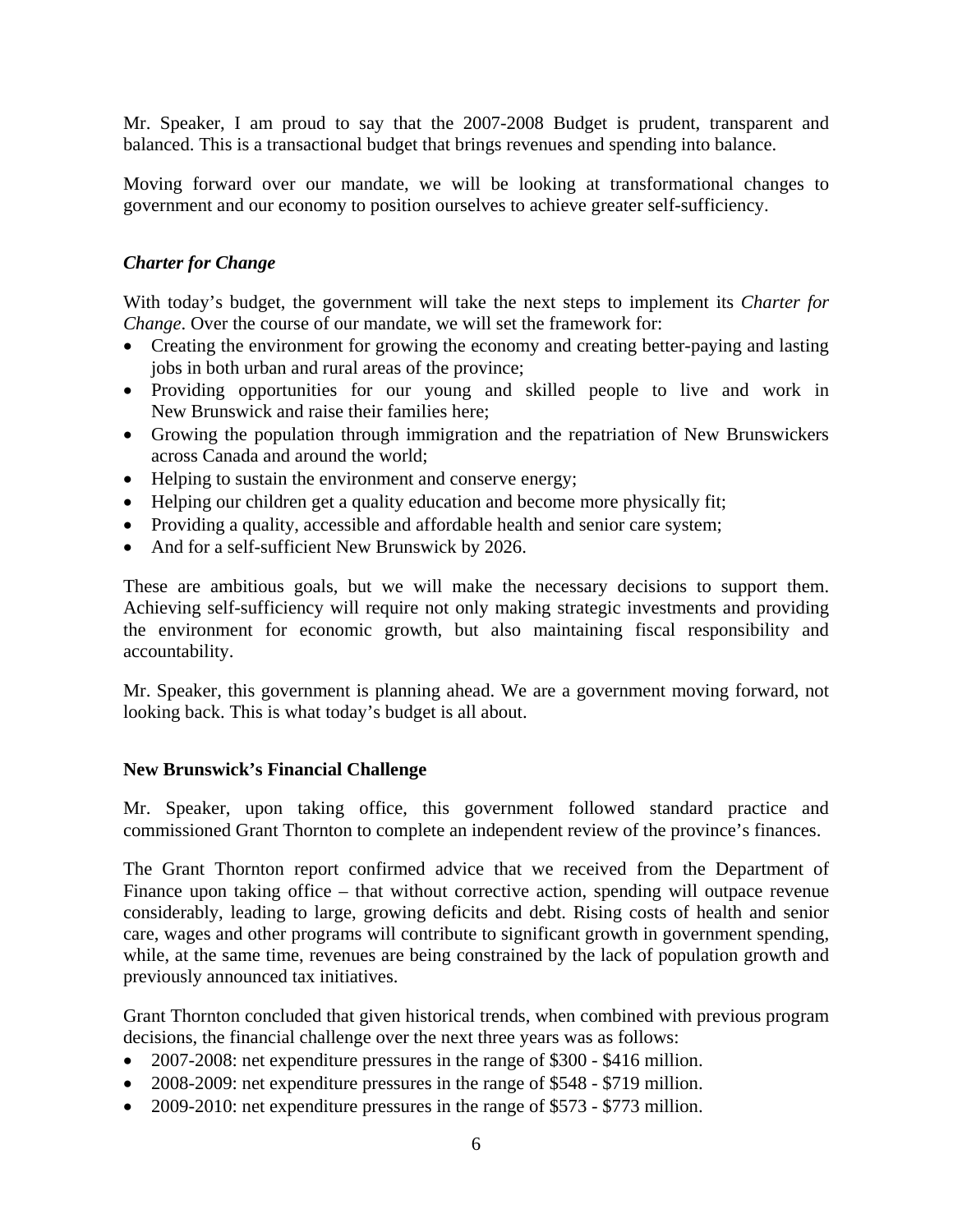Mr. Speaker, I am proud to say that the 2007-2008 Budget is prudent, transparent and balanced. This is a transactional budget that brings revenues and spending into balance.

Moving forward over our mandate, we will be looking at transformational changes to government and our economy to position ourselves to achieve greater self-sufficiency.

### *Charter for Change*

With today's budget, the government will take the next steps to implement its *Charter for Change*. Over the course of our mandate, we will set the framework for:

- Creating the environment for growing the economy and creating better-paying and lasting jobs in both urban and rural areas of the province;
- Providing opportunities for our young and skilled people to live and work in New Brunswick and raise their families here;
- Growing the population through immigration and the repatriation of New Brunswickers across Canada and around the world;
- Helping to sustain the environment and conserve energy;
- Helping our children get a quality education and become more physically fit;
- Providing a quality, accessible and affordable health and senior care system;
- And for a self-sufficient New Brunswick by 2026.

These are ambitious goals, but we will make the necessary decisions to support them. Achieving self-sufficiency will require not only making strategic investments and providing the environment for economic growth, but also maintaining fiscal responsibility and accountability.

Mr. Speaker, this government is planning ahead. We are a government moving forward, not looking back. This is what today's budget is all about.

### New Brunswick's Financial Challenge

Mr. Speaker, upon taking office, this government followed standard practice and commissioned Grant Thornton to complete an independent review of the province's finances.

The Grant Thornton report confirmed advice that we received from the Department of Finance upon taking office – that without corrective action, spending will outpace revenue considerably, leading to large, growing deficits and debt. Rising costs of health and senior care, wages and other programs will contribute to significant growth in government spending, while, at the same time, revenues are being constrained by the lack of population growth and previously announced tax initiatives.

Grant Thornton concluded that given historical trends, when combined with previous program decisions, the financial challenge over the next three years was as follows:

- 2007-2008: net expenditure pressures in the range of $300 - $416 million.
- 2008-2009: net expenditure pressures in the range of $548 - $719 million.
- 2009-2010: net expenditure pressures in the range of $573 - $773 million.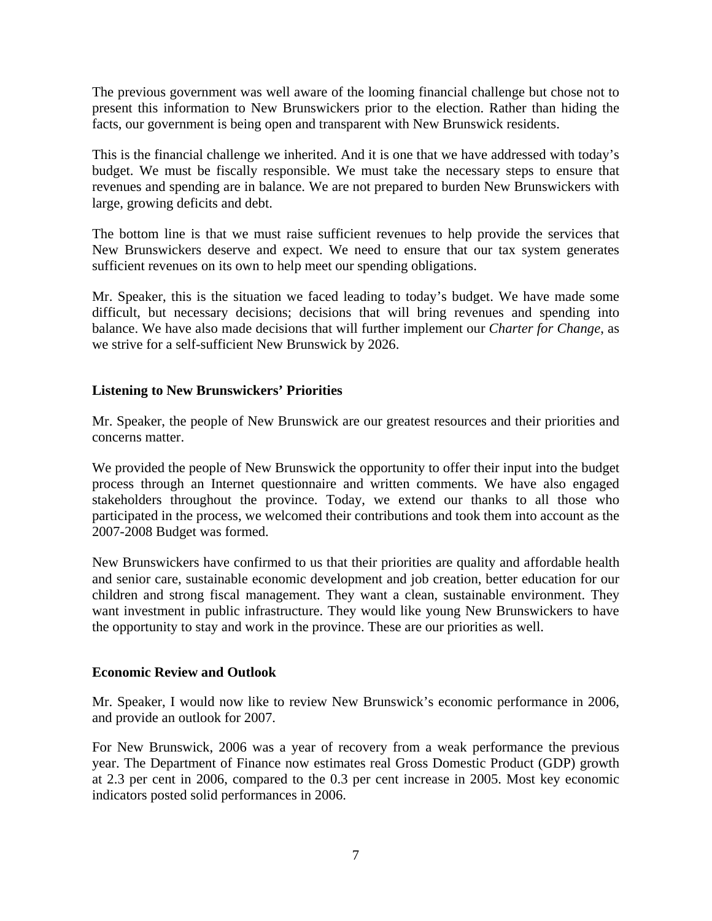The previous government was well aware of the looming financial challenge but chose not to present this information to New Brunswickers prior to the election. Rather than hiding the facts, our government is being open and transparent with New Brunswick residents.

This is the financial challenge we inherited. And it is one that we have addressed with today's budget. We must be fiscally responsible. We must take the necessary steps to ensure that revenues and spending are in balance. We are not prepared to burden New Brunswickers with large, growing deficits and debt.

The bottom line is that we must raise sufficient revenues to help provide the services that New Brunswickers deserve and expect. We need to ensure that our tax system generates sufficient revenues on its own to help meet our spending obligations.

Mr. Speaker, this is the situation we faced leading to today's budget. We have made some difficult, but necessary decisions; decisions that will bring revenues and spending into balance. We have also made decisions that will further implement our *Charter for Change*, as we strive for a self-sufficient New Brunswick by 2026.

**Listening to New Brunswickers' Priorities**

Mr. Speaker, the people of New Brunswick are our greatest resources and their priorities and concerns matter.

We provided the people of New Brunswick the opportunity to offer their input into the budget process through an Internet questionnaire and written comments. We have also engaged stakeholders throughout the province. Today, we extend our thanks to all those who participated in the process, we welcomed their contributions and took them into account as the 2007-2008 Budget was formed.

New Brunswickers have confirmed to us that their priorities are quality and affordable health and senior care, sustainable economic development and job creation, better education for our children and strong fiscal management. They want a clean, sustainable environment. They want investment in public infrastructure. They would like young New Brunswickers to have the opportunity to stay and work in the province. These are our priorities as well.

**Economic Review and Outlook**

Mr. Speaker, I would now like to review New Brunswick's economic performance in 2006, and provide an outlook for 2007.

For New Brunswick, 2006 was a year of recovery from a weak performance the previous year. The Department of Finance now estimates real Gross Domestic Product (GDP) growth at 2.3 per cent in 2006, compared to the 0.3 per cent increase in 2005. Most key economic indicators posted solid performances in 2006.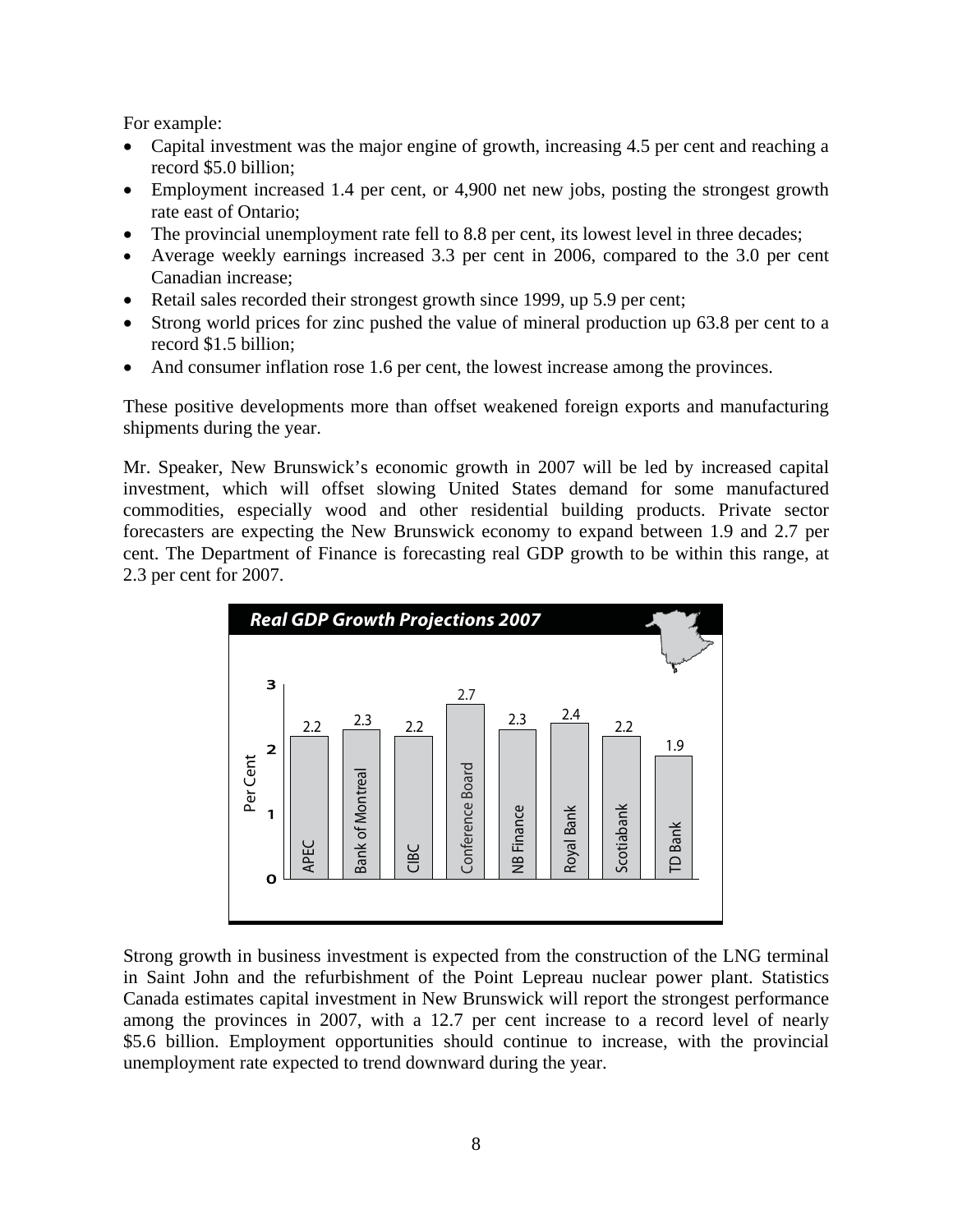For example:

- Capital investment was the major engine of growth, increasing 4.5 per cent and reaching a record $5.0 billion;
- Employment increased 1.4 per cent, or 4,900 net new jobs, posting the strongest growth rate east of Ontario;
- The provincial unemployment rate fell to 8.8 per cent, its lowest level in three decades;
- Average weekly earnings increased 3.3 per cent in 2006, compared to the 3.0 per cent Canadian increase;
- Retail sales recorded their strongest growth since 1999, up 5.9 per cent;
- Strong world prices for zinc pushed the value of mineral production up 63.8 per cent to a record $1.5 billion;
- And consumer inflation rose 1.6 per cent, the lowest increase among the provinces.

These positive developments more than offset weakened foreign exports and manufacturing shipments during the year.

Mr. Speaker, New Brunswick's economic growth in 2007 will be led by increased capital investment, which will offset slowing United States demand for some manufactured commodities, especially wood and other residential building products. Private sector forecasters are expecting the New Brunswick economy to expand between 1.9 and 2.7 per cent. The Department of Finance is forecasting real GDP growth to be within this range, at 2.3 per cent for 2007.

**Real GDP Growth Projections 2007**

| Forecaster | Per Cent |
|---|---|
| APEC | 2.2 |
| Bank of Montreal | 2.3 |
| CIBC | 2.2 |
| Conference Board | 2.7 |
| NB Finance | 2.3 |
| Royal Bank | 2.4 |
| Scotiabank | 2.2 |
| TD Bank | 1.9 |

Strong growth in business investment is expected from the construction of the LNG terminal in Saint John and the refurbishment of the Point Lepreau nuclear power plant. Statistics Canada estimates capital investment in New Brunswick will report the strongest performance among the provinces in 2007, with a 12.7 per cent increase to a record level of nearly $5.6 billion. Employment opportunities should continue to increase, with the provincial unemployment rate expected to trend downward during the year.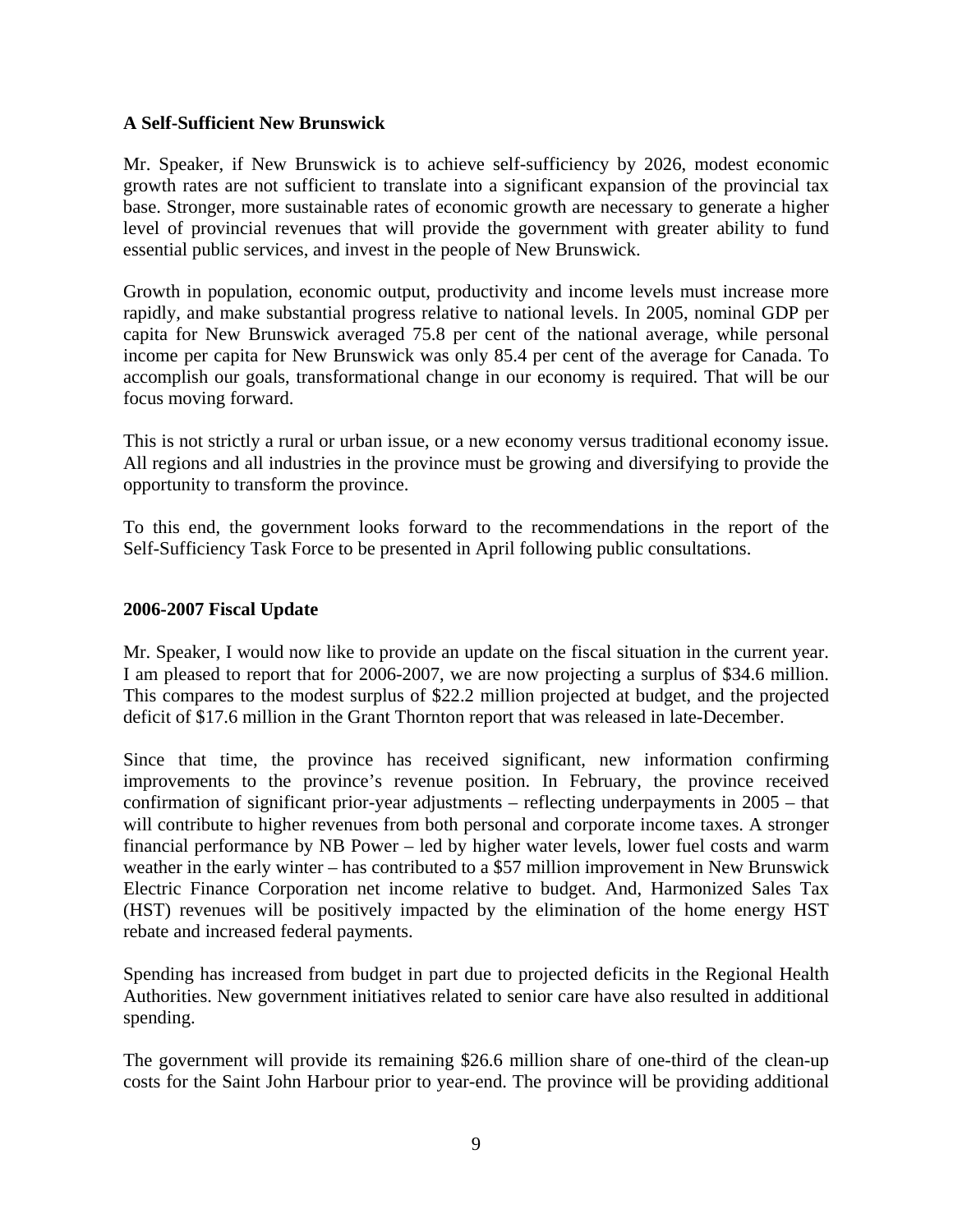## A Self-Sufficient New Brunswick

Mr. Speaker, if New Brunswick is to achieve self-sufficiency by 2026, modest economic growth rates are not sufficient to translate into a significant expansion of the provincial tax base. Stronger, more sustainable rates of economic growth are necessary to generate a higher level of provincial revenues that will provide the government with greater ability to fund essential public services, and invest in the people of New Brunswick.

Growth in population, economic output, productivity and income levels must increase more rapidly, and make substantial progress relative to national levels. In 2005, nominal GDP per capita for New Brunswick averaged 75.8 per cent of the national average, while personal income per capita for New Brunswick was only 85.4 per cent of the average for Canada. To accomplish our goals, transformational change in our economy is required. That will be our focus moving forward.

This is not strictly a rural or urban issue, or a new economy versus traditional economy issue. All regions and all industries in the province must be growing and diversifying to provide the opportunity to transform the province.

To this end, the government looks forward to the recommendations in the report of the Self-Sufficiency Task Force to be presented in April following public consultations.

## 2006-2007 Fiscal Update

Mr. Speaker, I would now like to provide an update on the fiscal situation in the current year. I am pleased to report that for 2006-2007, we are now projecting a surplus of $34.6 million. This compares to the modest surplus of $22.2 million projected at budget, and the projected deficit of $17.6 million in the Grant Thornton report that was released in late-December.

Since that time, the province has received significant, new information confirming improvements to the province's revenue position. In February, the province received confirmation of significant prior-year adjustments – reflecting underpayments in 2005 – that will contribute to higher revenues from both personal and corporate income taxes. A stronger financial performance by NB Power – led by higher water levels, lower fuel costs and warm weather in the early winter – has contributed to a $57 million improvement in New Brunswick Electric Finance Corporation net income relative to budget. And, Harmonized Sales Tax (HST) revenues will be positively impacted by the elimination of the home energy HST rebate and increased federal payments.

Spending has increased from budget in part due to projected deficits in the Regional Health Authorities. New government initiatives related to senior care have also resulted in additional spending.

The government will provide its remaining $26.6 million share of one-third of the clean-up costs for the Saint John Harbour prior to year-end. The province will be providing additional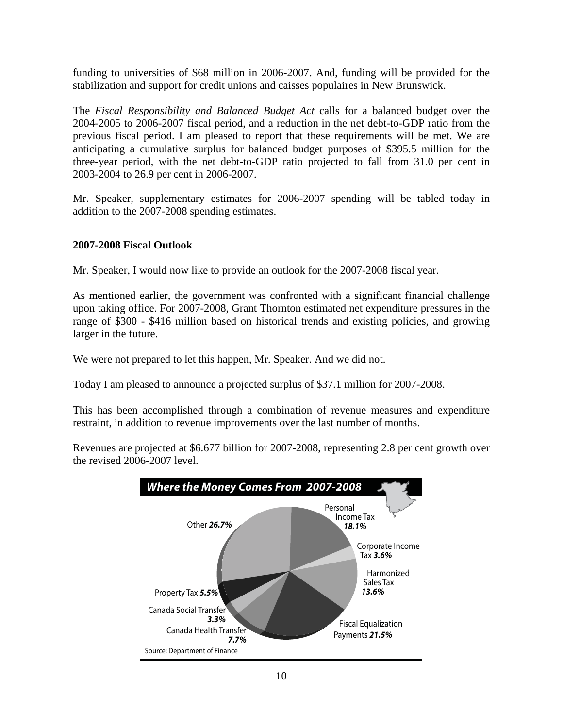funding to universities of $68 million in 2006-2007. And, funding will be provided for the stabilization and support for credit unions and caisses populaires in New Brunswick.

The *Fiscal Responsibility and Balanced Budget Act* calls for a balanced budget over the 2004-2005 to 2006-2007 fiscal period, and a reduction in the net debt-to-GDP ratio from the previous fiscal period. I am pleased to report that these requirements will be met. We are anticipating a cumulative surplus for balanced budget purposes of $395.5 million for the three-year period, with the net debt-to-GDP ratio projected to fall from 31.0 per cent in 2003-2004 to 26.9 per cent in 2006-2007.

Mr. Speaker, supplementary estimates for 2006-2007 spending will be tabled today in addition to the 2007-2008 spending estimates.

**2007-2008 Fiscal Outlook**

Mr. Speaker, I would now like to provide an outlook for the 2007-2008 fiscal year.

As mentioned earlier, the government was confronted with a significant financial challenge upon taking office. For 2007-2008, Grant Thornton estimated net expenditure pressures in the range of $300 - $416 million based on historical trends and existing policies, and growing larger in the future.

We were not prepared to let this happen, Mr. Speaker. And we did not.

Today I am pleased to announce a projected surplus of $37.1 million for 2007-2008.

This has been accomplished through a combination of revenue measures and expenditure restraint, in addition to revenue improvements over the last number of months.

Revenues are projected at $6.677 billion for 2007-2008, representing 2.8 per cent growth over the revised 2006-2007 level.

***Where the Money Comes From 2007-2008***

| Source | Share |
|---|---|
| Personal Income Tax | 18.1% |
| Corporate Income Tax | 3.6% |
| Harmonized Sales Tax | 13.6% |
| Fiscal Equalization Payments | 21.5% |
| Canada Health Transfer | 7.7% |
| Canada Social Transfer | 3.3% |
| Property Tax | 5.5% |
| Other | 26.7% |

Source: Department of Finance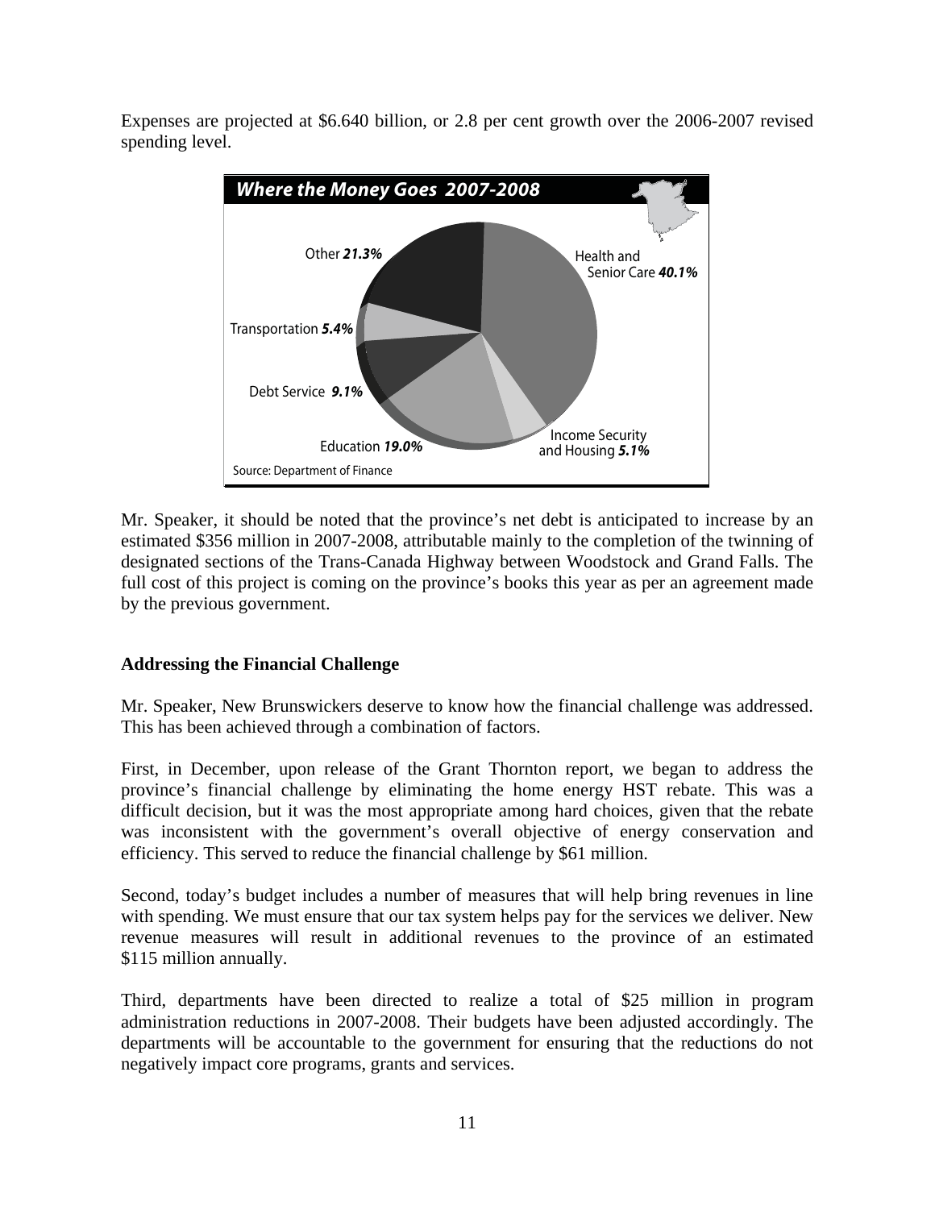Expenses are projected at $6.640 billion, or 2.8 per cent growth over the 2006-2007 revised spending level.

**Where the Money Goes 2007-2008**

- Health and Senior Care ***40.1%***
- Other ***21.3%***
- Education ***19.0%***
- Debt Service ***9.1%***
- Transportation ***5.4%***
- Income Security and Housing ***5.1%***

Source: Department of Finance

Mr. Speaker, it should be noted that the province's net debt is anticipated to increase by an estimated $356 million in 2007-2008, attributable mainly to the completion of the twinning of designated sections of the Trans-Canada Highway between Woodstock and Grand Falls. The full cost of this project is coming on the province's books this year as per an agreement made by the previous government.

## Addressing the Financial Challenge

Mr. Speaker, New Brunswickers deserve to know how the financial challenge was addressed. This has been achieved through a combination of factors.

First, in December, upon release of the Grant Thornton report, we began to address the province's financial challenge by eliminating the home energy HST rebate. This was a difficult decision, but it was the most appropriate among hard choices, given that the rebate was inconsistent with the government's overall objective of energy conservation and efficiency. This served to reduce the financial challenge by $61 million.

Second, today's budget includes a number of measures that will help bring revenues in line with spending. We must ensure that our tax system helps pay for the services we deliver. New revenue measures will result in additional revenues to the province of an estimated $115 million annually.

Third, departments have been directed to realize a total of $25 million in program administration reductions in 2007-2008. Their budgets have been adjusted accordingly. The departments will be accountable to the government for ensuring that the reductions do not negatively impact core programs, grants and services.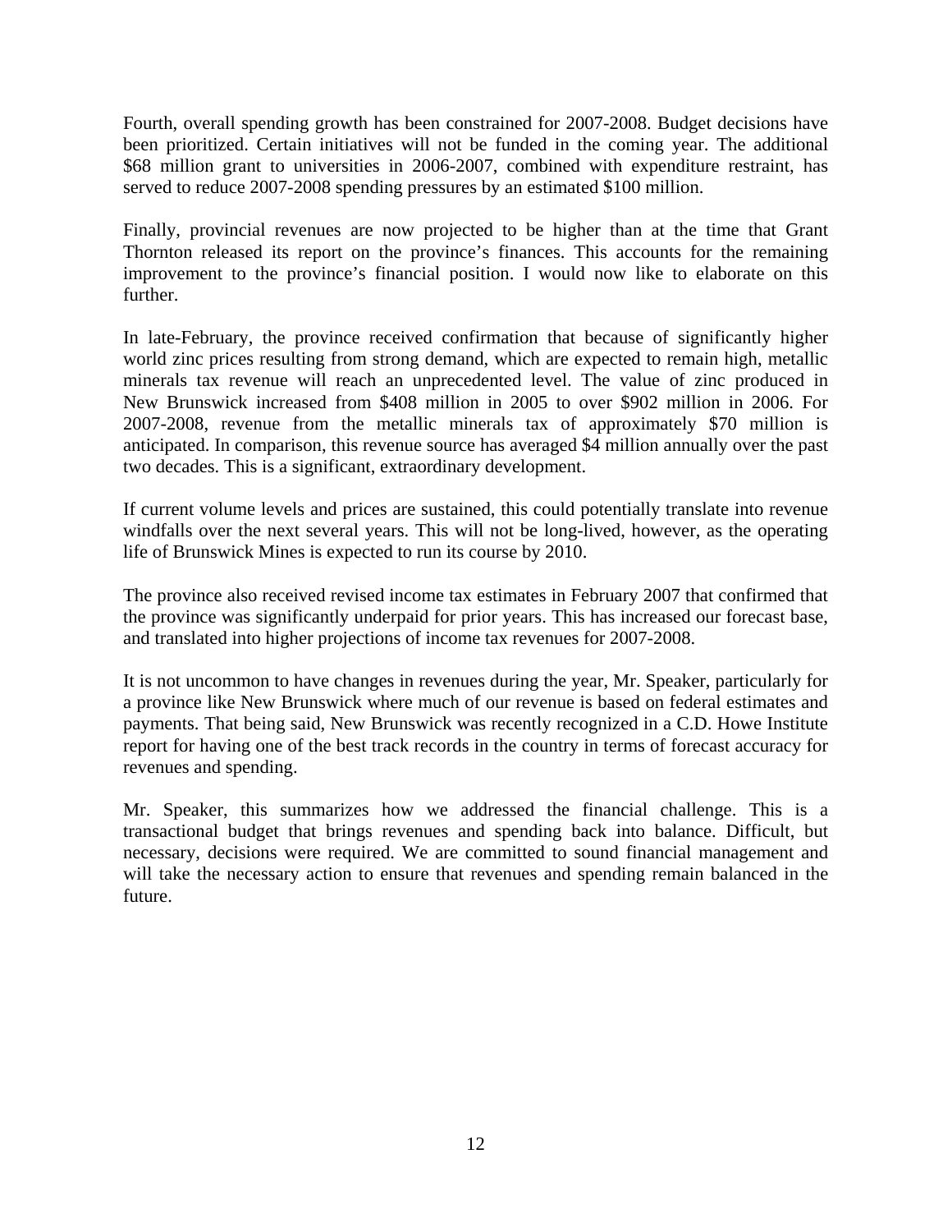Fourth, overall spending growth has been constrained for 2007-2008. Budget decisions have been prioritized. Certain initiatives will not be funded in the coming year. The additional $68 million grant to universities in 2006-2007, combined with expenditure restraint, has served to reduce 2007-2008 spending pressures by an estimated $100 million.

Finally, provincial revenues are now projected to be higher than at the time that Grant Thornton released its report on the province's finances. This accounts for the remaining improvement to the province's financial position. I would now like to elaborate on this further.

In late-February, the province received confirmation that because of significantly higher world zinc prices resulting from strong demand, which are expected to remain high, metallic minerals tax revenue will reach an unprecedented level. The value of zinc produced in New Brunswick increased from $408 million in 2005 to over $902 million in 2006. For 2007-2008, revenue from the metallic minerals tax of approximately $70 million is anticipated. In comparison, this revenue source has averaged $4 million annually over the past two decades. This is a significant, extraordinary development.

If current volume levels and prices are sustained, this could potentially translate into revenue windfalls over the next several years. This will not be long-lived, however, as the operating life of Brunswick Mines is expected to run its course by 2010.

The province also received revised income tax estimates in February 2007 that confirmed that the province was significantly underpaid for prior years. This has increased our forecast base, and translated into higher projections of income tax revenues for 2007-2008.

It is not uncommon to have changes in revenues during the year, Mr. Speaker, particularly for a province like New Brunswick where much of our revenue is based on federal estimates and payments. That being said, New Brunswick was recently recognized in a C.D. Howe Institute report for having one of the best track records in the country in terms of forecast accuracy for revenues and spending.

Mr. Speaker, this summarizes how we addressed the financial challenge. This is a transactional budget that brings revenues and spending back into balance. Difficult, but necessary, decisions were required. We are committed to sound financial management and will take the necessary action to ensure that revenues and spending remain balanced in the future.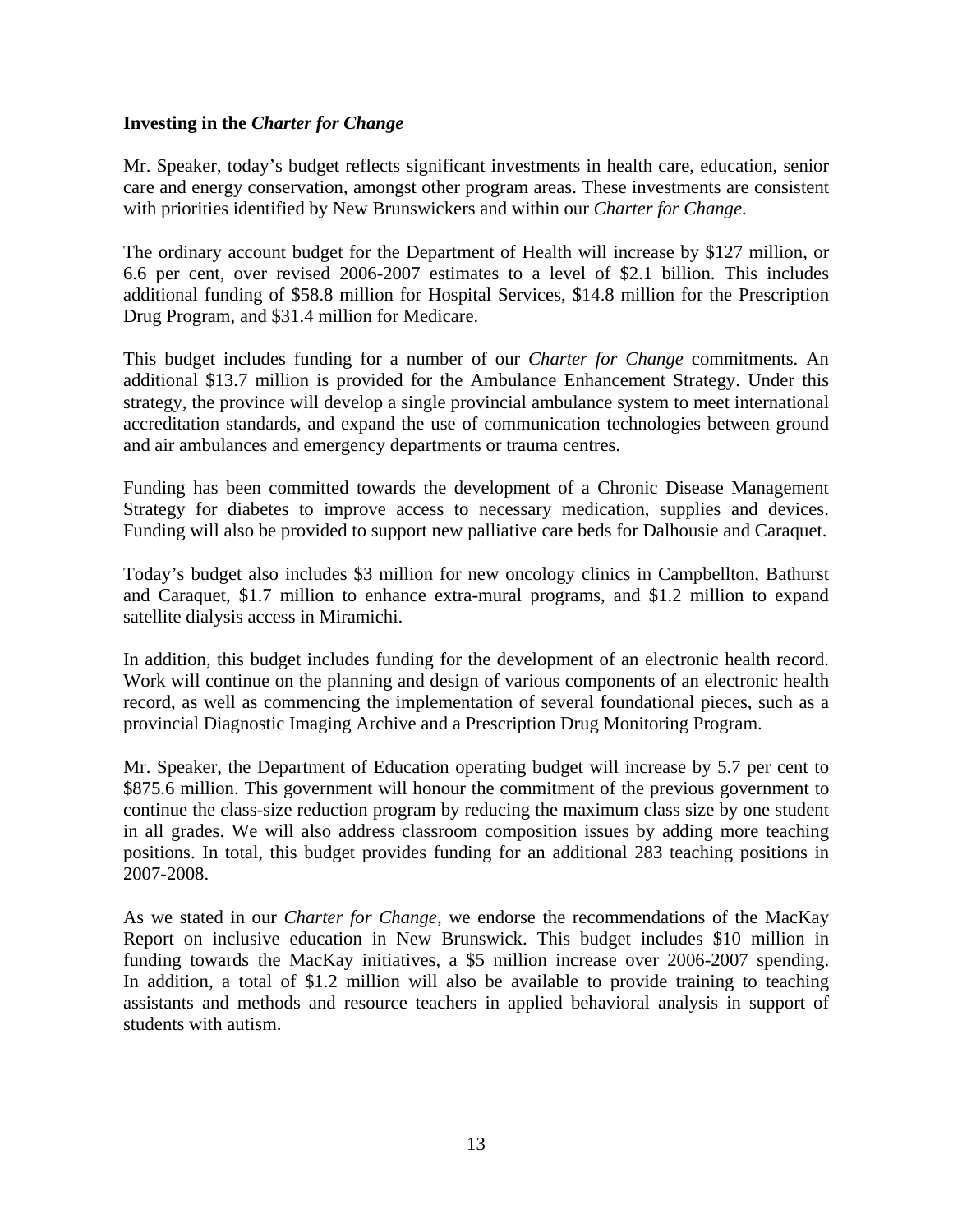**Investing in the *Charter for Change***

Mr. Speaker, today's budget reflects significant investments in health care, education, senior care and energy conservation, amongst other program areas. These investments are consistent with priorities identified by New Brunswickers and within our *Charter for Change*.

The ordinary account budget for the Department of Health will increase by $127 million, or 6.6 per cent, over revised 2006-2007 estimates to a level of $2.1 billion. This includes additional funding of $58.8 million for Hospital Services, $14.8 million for the Prescription Drug Program, and $31.4 million for Medicare.

This budget includes funding for a number of our *Charter for Change* commitments. An additional $13.7 million is provided for the Ambulance Enhancement Strategy. Under this strategy, the province will develop a single provincial ambulance system to meet international accreditation standards, and expand the use of communication technologies between ground and air ambulances and emergency departments or trauma centres.

Funding has been committed towards the development of a Chronic Disease Management Strategy for diabetes to improve access to necessary medication, supplies and devices. Funding will also be provided to support new palliative care beds for Dalhousie and Caraquet.

Today's budget also includes $3 million for new oncology clinics in Campbellton, Bathurst and Caraquet, $1.7 million to enhance extra-mural programs, and $1.2 million to expand satellite dialysis access in Miramichi.

In addition, this budget includes funding for the development of an electronic health record. Work will continue on the planning and design of various components of an electronic health record, as well as commencing the implementation of several foundational pieces, such as a provincial Diagnostic Imaging Archive and a Prescription Drug Monitoring Program.

Mr. Speaker, the Department of Education operating budget will increase by 5.7 per cent to $875.6 million. This government will honour the commitment of the previous government to continue the class-size reduction program by reducing the maximum class size by one student in all grades. We will also address classroom composition issues by adding more teaching positions. In total, this budget provides funding for an additional 283 teaching positions in 2007-2008.

As we stated in our *Charter for Change*, we endorse the recommendations of the MacKay Report on inclusive education in New Brunswick. This budget includes $10 million in funding towards the MacKay initiatives, a $5 million increase over 2006-2007 spending. In addition, a total of $1.2 million will also be available to provide training to teaching assistants and methods and resource teachers in applied behavioral analysis in support of students with autism.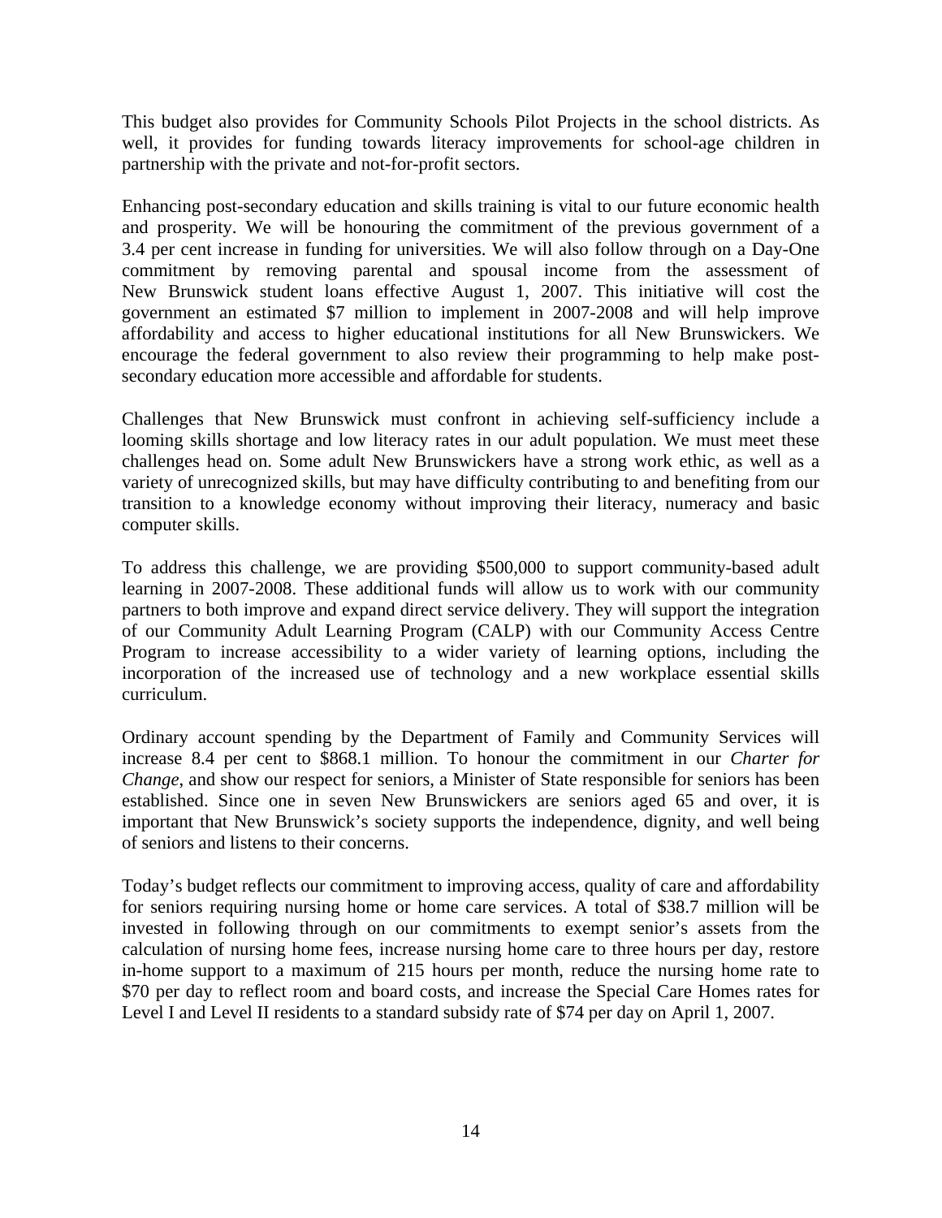This budget also provides for Community Schools Pilot Projects in the school districts. As well, it provides for funding towards literacy improvements for school-age children in partnership with the private and not-for-profit sectors.

Enhancing post-secondary education and skills training is vital to our future economic health and prosperity. We will be honouring the commitment of the previous government of a 3.4 per cent increase in funding for universities. We will also follow through on a Day-One commitment by removing parental and spousal income from the assessment of New Brunswick student loans effective August 1, 2007. This initiative will cost the government an estimated $7 million to implement in 2007-2008 and will help improve affordability and access to higher educational institutions for all New Brunswickers. We encourage the federal government to also review their programming to help make post-secondary education more accessible and affordable for students.

Challenges that New Brunswick must confront in achieving self-sufficiency include a looming skills shortage and low literacy rates in our adult population. We must meet these challenges head on. Some adult New Brunswickers have a strong work ethic, as well as a variety of unrecognized skills, but may have difficulty contributing to and benefiting from our transition to a knowledge economy without improving their literacy, numeracy and basic computer skills.

To address this challenge, we are providing $500,000 to support community-based adult learning in 2007-2008. These additional funds will allow us to work with our community partners to both improve and expand direct service delivery. They will support the integration of our Community Adult Learning Program (CALP) with our Community Access Centre Program to increase accessibility to a wider variety of learning options, including the incorporation of the increased use of technology and a new workplace essential skills curriculum.

Ordinary account spending by the Department of Family and Community Services will increase 8.4 per cent to $868.1 million. To honour the commitment in our *Charter for Change*, and show our respect for seniors, a Minister of State responsible for seniors has been established. Since one in seven New Brunswickers are seniors aged 65 and over, it is important that New Brunswick's society supports the independence, dignity, and well being of seniors and listens to their concerns.

Today's budget reflects our commitment to improving access, quality of care and affordability for seniors requiring nursing home or home care services. A total of $38.7 million will be invested in following through on our commitments to exempt senior's assets from the calculation of nursing home fees, increase nursing home care to three hours per day, restore in-home support to a maximum of 215 hours per month, reduce the nursing home rate to $70 per day to reflect room and board costs, and increase the Special Care Homes rates for Level I and Level II residents to a standard subsidy rate of $74 per day on April 1, 2007.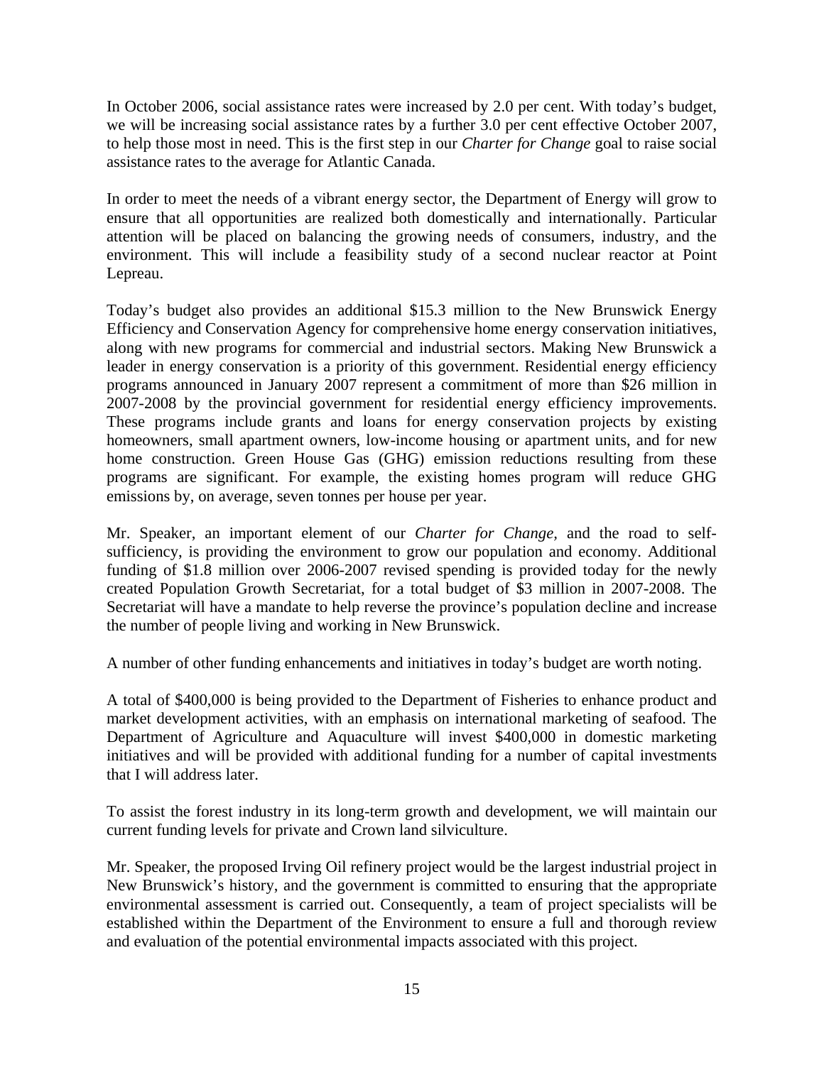In October 2006, social assistance rates were increased by 2.0 per cent. With today's budget, we will be increasing social assistance rates by a further 3.0 per cent effective October 2007, to help those most in need. This is the first step in our *Charter for Change* goal to raise social assistance rates to the average for Atlantic Canada.

In order to meet the needs of a vibrant energy sector, the Department of Energy will grow to ensure that all opportunities are realized both domestically and internationally. Particular attention will be placed on balancing the growing needs of consumers, industry, and the environment. This will include a feasibility study of a second nuclear reactor at Point Lepreau.

Today's budget also provides an additional $15.3 million to the New Brunswick Energy Efficiency and Conservation Agency for comprehensive home energy conservation initiatives, along with new programs for commercial and industrial sectors. Making New Brunswick a leader in energy conservation is a priority of this government. Residential energy efficiency programs announced in January 2007 represent a commitment of more than $26 million in 2007-2008 by the provincial government for residential energy efficiency improvements. These programs include grants and loans for energy conservation projects by existing homeowners, small apartment owners, low-income housing or apartment units, and for new home construction. Green House Gas (GHG) emission reductions resulting from these programs are significant. For example, the existing homes program will reduce GHG emissions by, on average, seven tonnes per house per year.

Mr. Speaker, an important element of our *Charter for Change*, and the road to self-sufficiency, is providing the environment to grow our population and economy. Additional funding of $1.8 million over 2006-2007 revised spending is provided today for the newly created Population Growth Secretariat, for a total budget of $3 million in 2007-2008. The Secretariat will have a mandate to help reverse the province's population decline and increase the number of people living and working in New Brunswick.

A number of other funding enhancements and initiatives in today's budget are worth noting.

A total of $400,000 is being provided to the Department of Fisheries to enhance product and market development activities, with an emphasis on international marketing of seafood. The Department of Agriculture and Aquaculture will invest $400,000 in domestic marketing initiatives and will be provided with additional funding for a number of capital investments that I will address later.

To assist the forest industry in its long-term growth and development, we will maintain our current funding levels for private and Crown land silviculture.

Mr. Speaker, the proposed Irving Oil refinery project would be the largest industrial project in New Brunswick's history, and the government is committed to ensuring that the appropriate environmental assessment is carried out. Consequently, a team of project specialists will be established within the Department of the Environment to ensure a full and thorough review and evaluation of the potential environmental impacts associated with this project.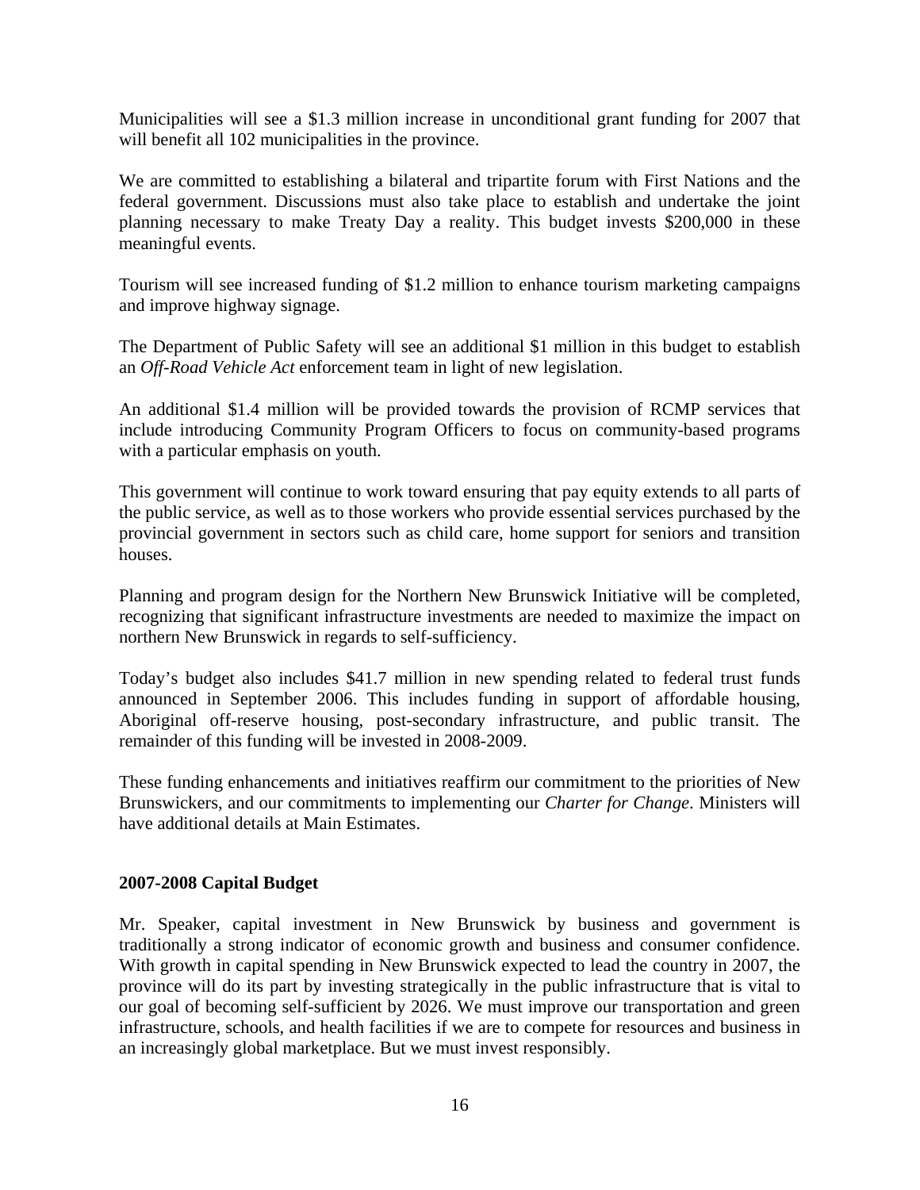Municipalities will see a $1.3 million increase in unconditional grant funding for 2007 that will benefit all 102 municipalities in the province.

We are committed to establishing a bilateral and tripartite forum with First Nations and the federal government. Discussions must also take place to establish and undertake the joint planning necessary to make Treaty Day a reality. This budget invests $200,000 in these meaningful events.

Tourism will see increased funding of $1.2 million to enhance tourism marketing campaigns and improve highway signage.

The Department of Public Safety will see an additional $1 million in this budget to establish an *Off-Road Vehicle Act* enforcement team in light of new legislation.

An additional $1.4 million will be provided towards the provision of RCMP services that include introducing Community Program Officers to focus on community-based programs with a particular emphasis on youth.

This government will continue to work toward ensuring that pay equity extends to all parts of the public service, as well as to those workers who provide essential services purchased by the provincial government in sectors such as child care, home support for seniors and transition houses.

Planning and program design for the Northern New Brunswick Initiative will be completed, recognizing that significant infrastructure investments are needed to maximize the impact on northern New Brunswick in regards to self-sufficiency.

Today's budget also includes $41.7 million in new spending related to federal trust funds announced in September 2006. This includes funding in support of affordable housing, Aboriginal off-reserve housing, post-secondary infrastructure, and public transit. The remainder of this funding will be invested in 2008-2009.

These funding enhancements and initiatives reaffirm our commitment to the priorities of New Brunswickers, and our commitments to implementing our *Charter for Change*. Ministers will have additional details at Main Estimates.

**2007-2008 Capital Budget**

Mr. Speaker, capital investment in New Brunswick by business and government is traditionally a strong indicator of economic growth and business and consumer confidence. With growth in capital spending in New Brunswick expected to lead the country in 2007, the province will do its part by investing strategically in the public infrastructure that is vital to our goal of becoming self-sufficient by 2026. We must improve our transportation and green infrastructure, schools, and health facilities if we are to compete for resources and business in an increasingly global marketplace. But we must invest responsibly.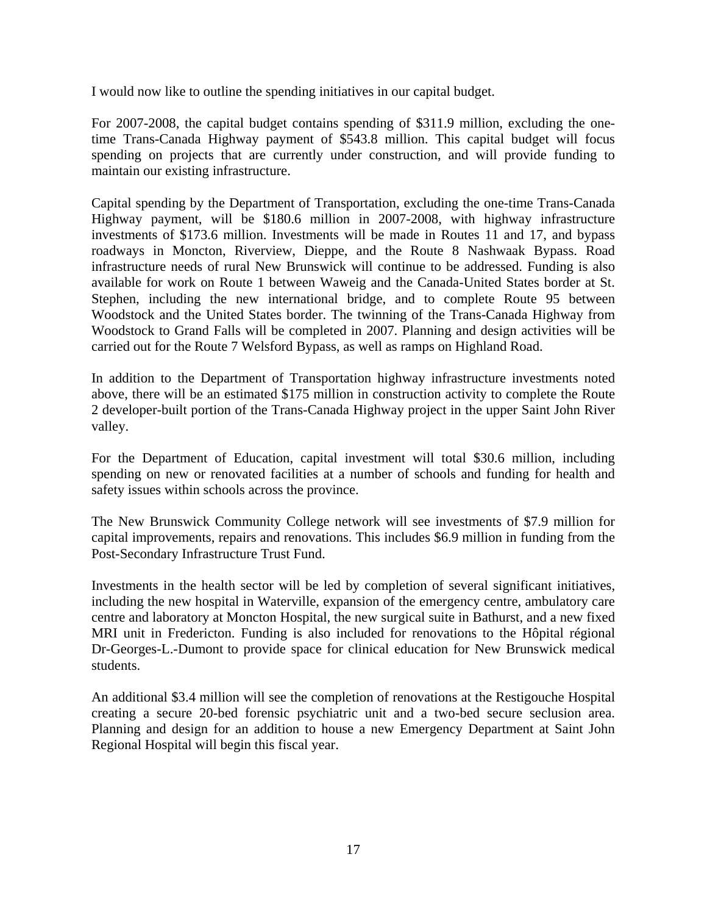I would now like to outline the spending initiatives in our capital budget.

For 2007-2008, the capital budget contains spending of $311.9 million, excluding the one-time Trans-Canada Highway payment of $543.8 million. This capital budget will focus spending on projects that are currently under construction, and will provide funding to maintain our existing infrastructure.

Capital spending by the Department of Transportation, excluding the one-time Trans-Canada Highway payment, will be $180.6 million in 2007-2008, with highway infrastructure investments of $173.6 million. Investments will be made in Routes 11 and 17, and bypass roadways in Moncton, Riverview, Dieppe, and the Route 8 Nashwaak Bypass. Road infrastructure needs of rural New Brunswick will continue to be addressed. Funding is also available for work on Route 1 between Waweig and the Canada-United States border at St. Stephen, including the new international bridge, and to complete Route 95 between Woodstock and the United States border. The twinning of the Trans-Canada Highway from Woodstock to Grand Falls will be completed in 2007. Planning and design activities will be carried out for the Route 7 Welsford Bypass, as well as ramps on Highland Road.

In addition to the Department of Transportation highway infrastructure investments noted above, there will be an estimated $175 million in construction activity to complete the Route 2 developer-built portion of the Trans-Canada Highway project in the upper Saint John River valley.

For the Department of Education, capital investment will total $30.6 million, including spending on new or renovated facilities at a number of schools and funding for health and safety issues within schools across the province.

The New Brunswick Community College network will see investments of $7.9 million for capital improvements, repairs and renovations. This includes $6.9 million in funding from the Post-Secondary Infrastructure Trust Fund.

Investments in the health sector will be led by completion of several significant initiatives, including the new hospital in Waterville, expansion of the emergency centre, ambulatory care centre and laboratory at Moncton Hospital, the new surgical suite in Bathurst, and a new fixed MRI unit in Fredericton. Funding is also included for renovations to the Hôpital régional Dr-Georges-L.-Dumont to provide space for clinical education for New Brunswick medical students.

An additional $3.4 million will see the completion of renovations at the Restigouche Hospital creating a secure 20-bed forensic psychiatric unit and a two-bed secure seclusion area. Planning and design for an addition to house a new Emergency Department at Saint John Regional Hospital will begin this fiscal year.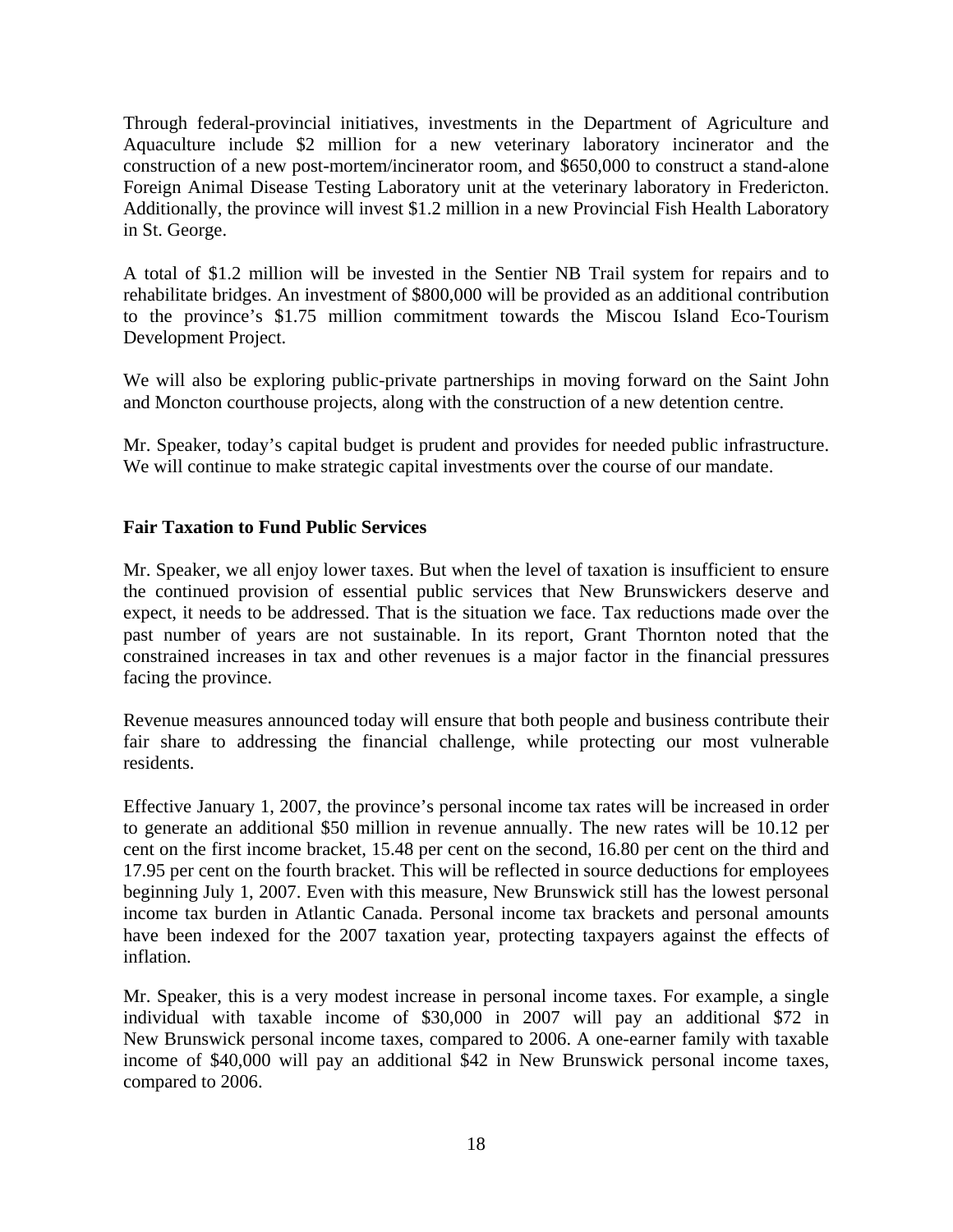Through federal-provincial initiatives, investments in the Department of Agriculture and Aquaculture include $2 million for a new veterinary laboratory incinerator and the construction of a new post-mortem/incinerator room, and $650,000 to construct a stand-alone Foreign Animal Disease Testing Laboratory unit at the veterinary laboratory in Fredericton. Additionally, the province will invest $1.2 million in a new Provincial Fish Health Laboratory in St. George.

A total of $1.2 million will be invested in the Sentier NB Trail system for repairs and to rehabilitate bridges. An investment of $800,000 will be provided as an additional contribution to the province's $1.75 million commitment towards the Miscou Island Eco-Tourism Development Project.

We will also be exploring public-private partnerships in moving forward on the Saint John and Moncton courthouse projects, along with the construction of a new detention centre.

Mr. Speaker, today's capital budget is prudent and provides for needed public infrastructure. We will continue to make strategic capital investments over the course of our mandate.

**Fair Taxation to Fund Public Services**

Mr. Speaker, we all enjoy lower taxes. But when the level of taxation is insufficient to ensure the continued provision of essential public services that New Brunswickers deserve and expect, it needs to be addressed. That is the situation we face. Tax reductions made over the past number of years are not sustainable. In its report, Grant Thornton noted that the constrained increases in tax and other revenues is a major factor in the financial pressures facing the province.

Revenue measures announced today will ensure that both people and business contribute their fair share to addressing the financial challenge, while protecting our most vulnerable residents.

Effective January 1, 2007, the province's personal income tax rates will be increased in order to generate an additional $50 million in revenue annually. The new rates will be 10.12 per cent on the first income bracket, 15.48 per cent on the second, 16.80 per cent on the third and 17.95 per cent on the fourth bracket. This will be reflected in source deductions for employees beginning July 1, 2007. Even with this measure, New Brunswick still has the lowest personal income tax burden in Atlantic Canada. Personal income tax brackets and personal amounts have been indexed for the 2007 taxation year, protecting taxpayers against the effects of inflation.

Mr. Speaker, this is a very modest increase in personal income taxes. For example, a single individual with taxable income of $30,000 in 2007 will pay an additional $72 in New Brunswick personal income taxes, compared to 2006. A one-earner family with taxable income of $40,000 will pay an additional $42 in New Brunswick personal income taxes, compared to 2006.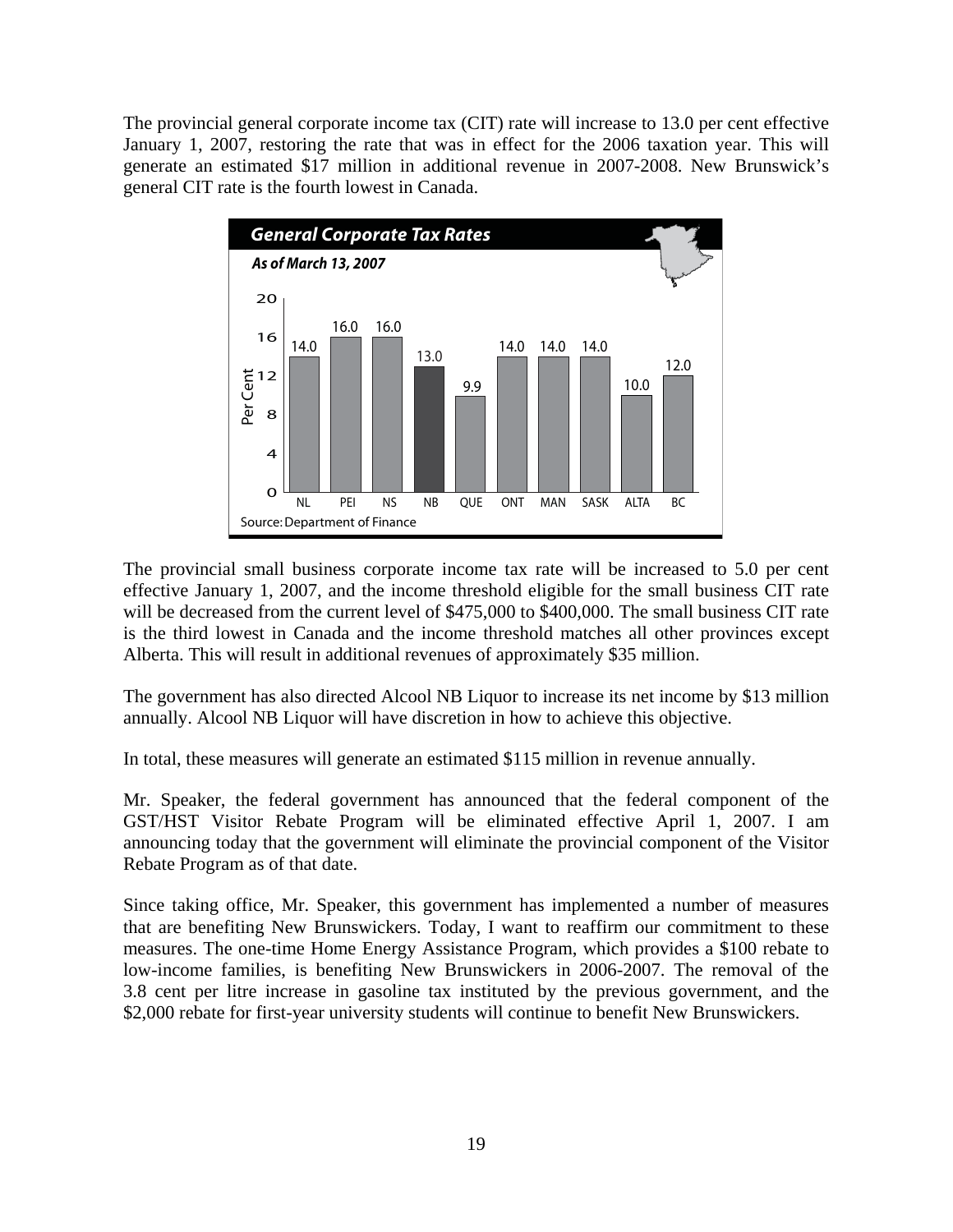The provincial general corporate income tax (CIT) rate will increase to 13.0 per cent effective January 1, 2007, restoring the rate that was in effect for the 2006 taxation year. This will generate an estimated $17 million in additional revenue in 2007-2008. New Brunswick's general CIT rate is the fourth lowest in Canada.

**General Corporate Tax Rates**

*As of March 13, 2007*

| Province | Per Cent |
|---|---|
| NL | 14.0 |
| PEI | 16.0 |
| NS | 16.0 |
| NB | 13.0 |
| QUE | 9.9 |
| ONT | 14.0 |
| MAN | 14.0 |
| SASK | 14.0 |
| ALTA | 10.0 |
| BC | 12.0 |

Source: Department of Finance

The provincial small business corporate income tax rate will be increased to 5.0 per cent effective January 1, 2007, and the income threshold eligible for the small business CIT rate will be decreased from the current level of $475,000 to $400,000. The small business CIT rate is the third lowest in Canada and the income threshold matches all other provinces except Alberta. This will result in additional revenues of approximately $35 million.

The government has also directed Alcool NB Liquor to increase its net income by $13 million annually. Alcool NB Liquor will have discretion in how to achieve this objective.

In total, these measures will generate an estimated $115 million in revenue annually.

Mr. Speaker, the federal government has announced that the federal component of the GST/HST Visitor Rebate Program will be eliminated effective April 1, 2007. I am announcing today that the government will eliminate the provincial component of the Visitor Rebate Program as of that date.

Since taking office, Mr. Speaker, this government has implemented a number of measures that are benefiting New Brunswickers. Today, I want to reaffirm our commitment to these measures. The one-time Home Energy Assistance Program, which provides a $100 rebate to low-income families, is benefiting New Brunswickers in 2006-2007. The removal of the 3.8 cent per litre increase in gasoline tax instituted by the previous government, and the $2,000 rebate for first-year university students will continue to benefit New Brunswickers.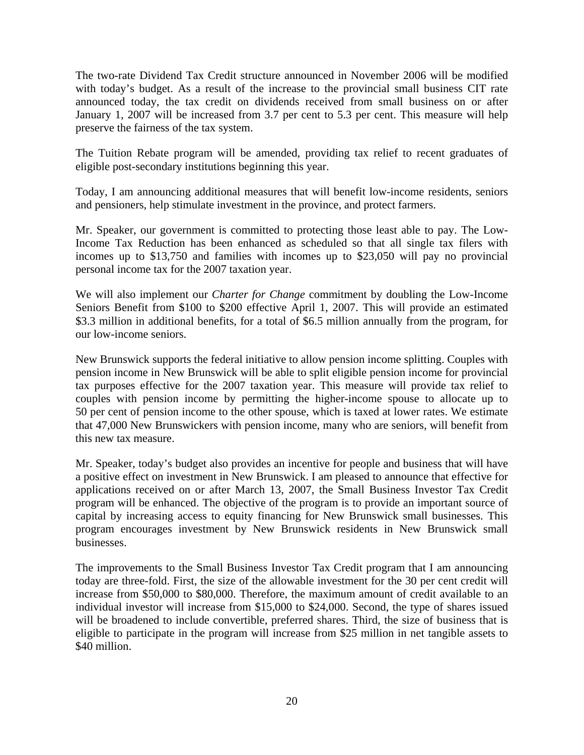The two-rate Dividend Tax Credit structure announced in November 2006 will be modified with today's budget. As a result of the increase to the provincial small business CIT rate announced today, the tax credit on dividends received from small business on or after January 1, 2007 will be increased from 3.7 per cent to 5.3 per cent. This measure will help preserve the fairness of the tax system.

The Tuition Rebate program will be amended, providing tax relief to recent graduates of eligible post-secondary institutions beginning this year.

Today, I am announcing additional measures that will benefit low-income residents, seniors and pensioners, help stimulate investment in the province, and protect farmers.

Mr. Speaker, our government is committed to protecting those least able to pay. The Low-Income Tax Reduction has been enhanced as scheduled so that all single tax filers with incomes up to $13,750 and families with incomes up to $23,050 will pay no provincial personal income tax for the 2007 taxation year.

We will also implement our *Charter for Change* commitment by doubling the Low-Income Seniors Benefit from $100 to $200 effective April 1, 2007. This will provide an estimated $3.3 million in additional benefits, for a total of $6.5 million annually from the program, for our low-income seniors.

New Brunswick supports the federal initiative to allow pension income splitting. Couples with pension income in New Brunswick will be able to split eligible pension income for provincial tax purposes effective for the 2007 taxation year. This measure will provide tax relief to couples with pension income by permitting the higher-income spouse to allocate up to 50 per cent of pension income to the other spouse, which is taxed at lower rates. We estimate that 47,000 New Brunswickers with pension income, many who are seniors, will benefit from this new tax measure.

Mr. Speaker, today's budget also provides an incentive for people and business that will have a positive effect on investment in New Brunswick. I am pleased to announce that effective for applications received on or after March 13, 2007, the Small Business Investor Tax Credit program will be enhanced. The objective of the program is to provide an important source of capital by increasing access to equity financing for New Brunswick small businesses. This program encourages investment by New Brunswick residents in New Brunswick small businesses.

The improvements to the Small Business Investor Tax Credit program that I am announcing today are three-fold. First, the size of the allowable investment for the 30 per cent credit will increase from $50,000 to $80,000. Therefore, the maximum amount of credit available to an individual investor will increase from $15,000 to $24,000. Second, the type of shares issued will be broadened to include convertible, preferred shares. Third, the size of business that is eligible to participate in the program will increase from $25 million in net tangible assets to $40 million.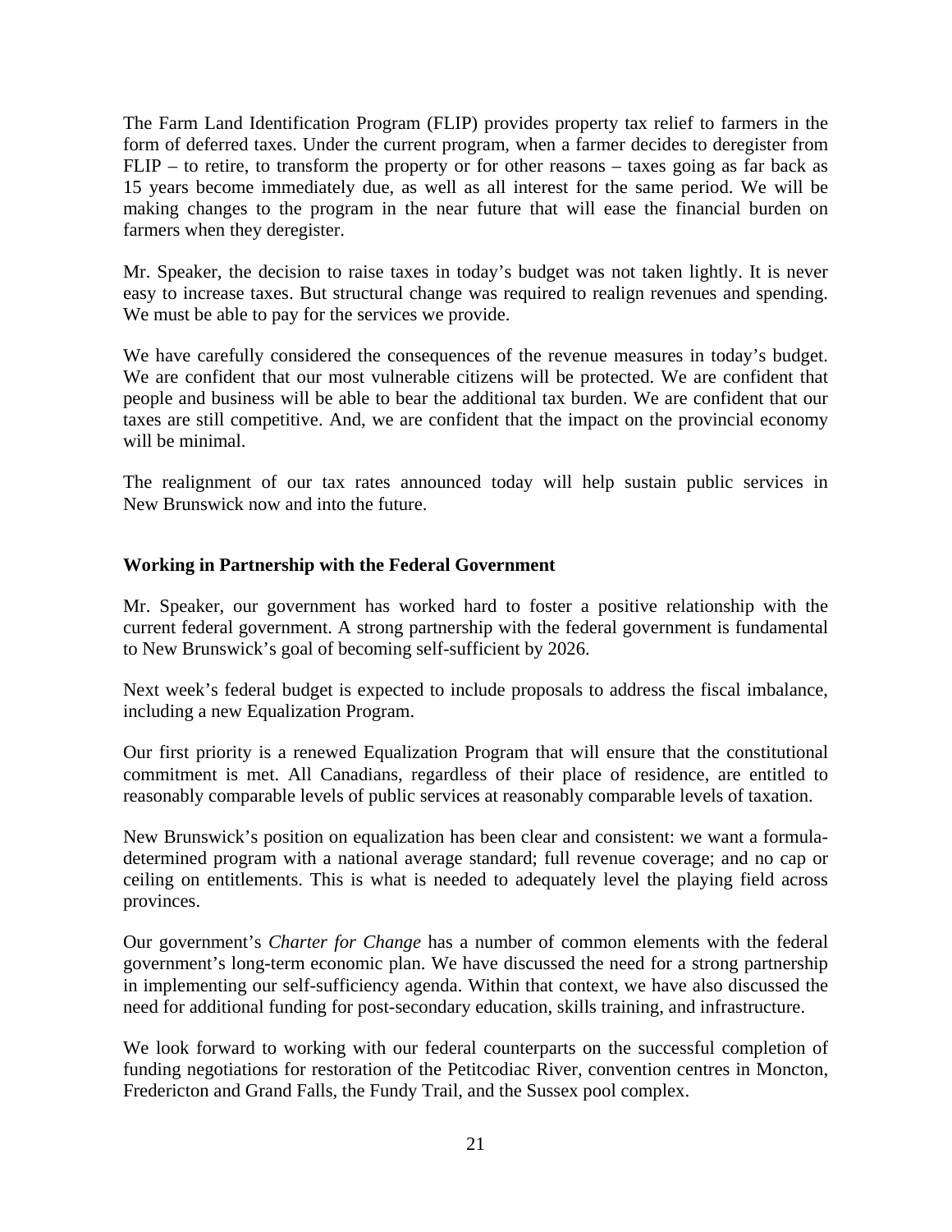The Farm Land Identification Program (FLIP) provides property tax relief to farmers in the form of deferred taxes. Under the current program, when a farmer decides to deregister from FLIP – to retire, to transform the property or for other reasons – taxes going as far back as 15 years become immediately due, as well as all interest for the same period. We will be making changes to the program in the near future that will ease the financial burden on farmers when they deregister.

Mr. Speaker, the decision to raise taxes in today's budget was not taken lightly. It is never easy to increase taxes. But structural change was required to realign revenues and spending. We must be able to pay for the services we provide.

We have carefully considered the consequences of the revenue measures in today's budget. We are confident that our most vulnerable citizens will be protected. We are confident that people and business will be able to bear the additional tax burden. We are confident that our taxes are still competitive. And, we are confident that the impact on the provincial economy will be minimal.

The realignment of our tax rates announced today will help sustain public services in New Brunswick now and into the future.

### Working in Partnership with the Federal Government

Mr. Speaker, our government has worked hard to foster a positive relationship with the current federal government. A strong partnership with the federal government is fundamental to New Brunswick's goal of becoming self-sufficient by 2026.

Next week's federal budget is expected to include proposals to address the fiscal imbalance, including a new Equalization Program.

Our first priority is a renewed Equalization Program that will ensure that the constitutional commitment is met. All Canadians, regardless of their place of residence, are entitled to reasonably comparable levels of public services at reasonably comparable levels of taxation.

New Brunswick's position on equalization has been clear and consistent: we want a formula-determined program with a national average standard; full revenue coverage; and no cap or ceiling on entitlements. This is what is needed to adequately level the playing field across provinces.

Our government's *Charter for Change* has a number of common elements with the federal government's long-term economic plan. We have discussed the need for a strong partnership in implementing our self-sufficiency agenda. Within that context, we have also discussed the need for additional funding for post-secondary education, skills training, and infrastructure.

We look forward to working with our federal counterparts on the successful completion of funding negotiations for restoration of the Petitcodiac River, convention centres in Moncton, Fredericton and Grand Falls, the Fundy Trail, and the Sussex pool complex.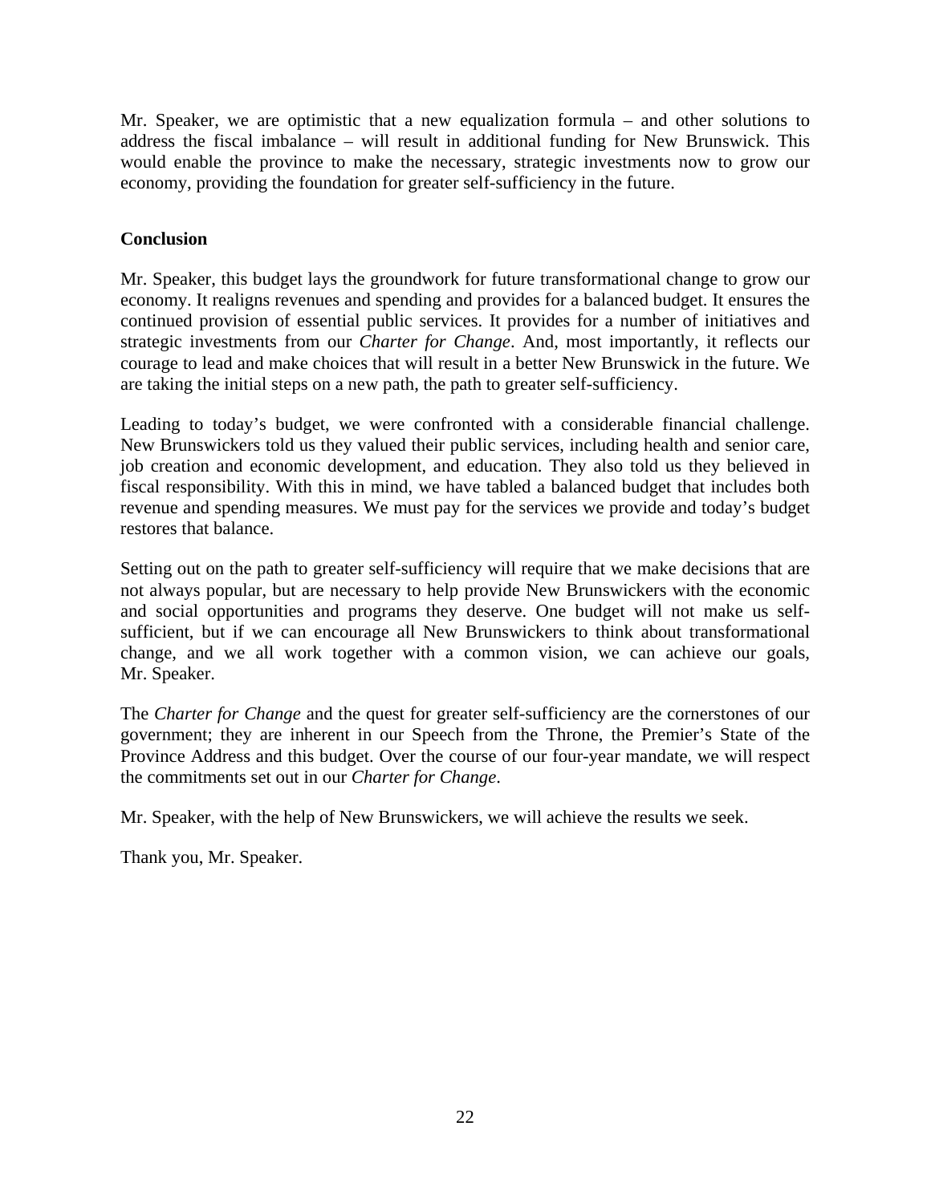Mr. Speaker, we are optimistic that a new equalization formula – and other solutions to address the fiscal imbalance – will result in additional funding for New Brunswick. This would enable the province to make the necessary, strategic investments now to grow our economy, providing the foundation for greater self-sufficiency in the future.

## Conclusion

Mr. Speaker, this budget lays the groundwork for future transformational change to grow our economy. It realigns revenues and spending and provides for a balanced budget. It ensures the continued provision of essential public services. It provides for a number of initiatives and strategic investments from our *Charter for Change*. And, most importantly, it reflects our courage to lead and make choices that will result in a better New Brunswick in the future. We are taking the initial steps on a new path, the path to greater self-sufficiency.

Leading to today's budget, we were confronted with a considerable financial challenge. New Brunswickers told us they valued their public services, including health and senior care, job creation and economic development, and education. They also told us they believed in fiscal responsibility. With this in mind, we have tabled a balanced budget that includes both revenue and spending measures. We must pay for the services we provide and today's budget restores that balance.

Setting out on the path to greater self-sufficiency will require that we make decisions that are not always popular, but are necessary to help provide New Brunswickers with the economic and social opportunities and programs they deserve. One budget will not make us self-sufficient, but if we can encourage all New Brunswickers to think about transformational change, and we all work together with a common vision, we can achieve our goals, Mr. Speaker.

The *Charter for Change* and the quest for greater self-sufficiency are the cornerstones of our government; they are inherent in our Speech from the Throne, the Premier's State of the Province Address and this budget. Over the course of our four-year mandate, we will respect the commitments set out in our *Charter for Change*.

Mr. Speaker, with the help of New Brunswickers, we will achieve the results we seek.

Thank you, Mr. Speaker.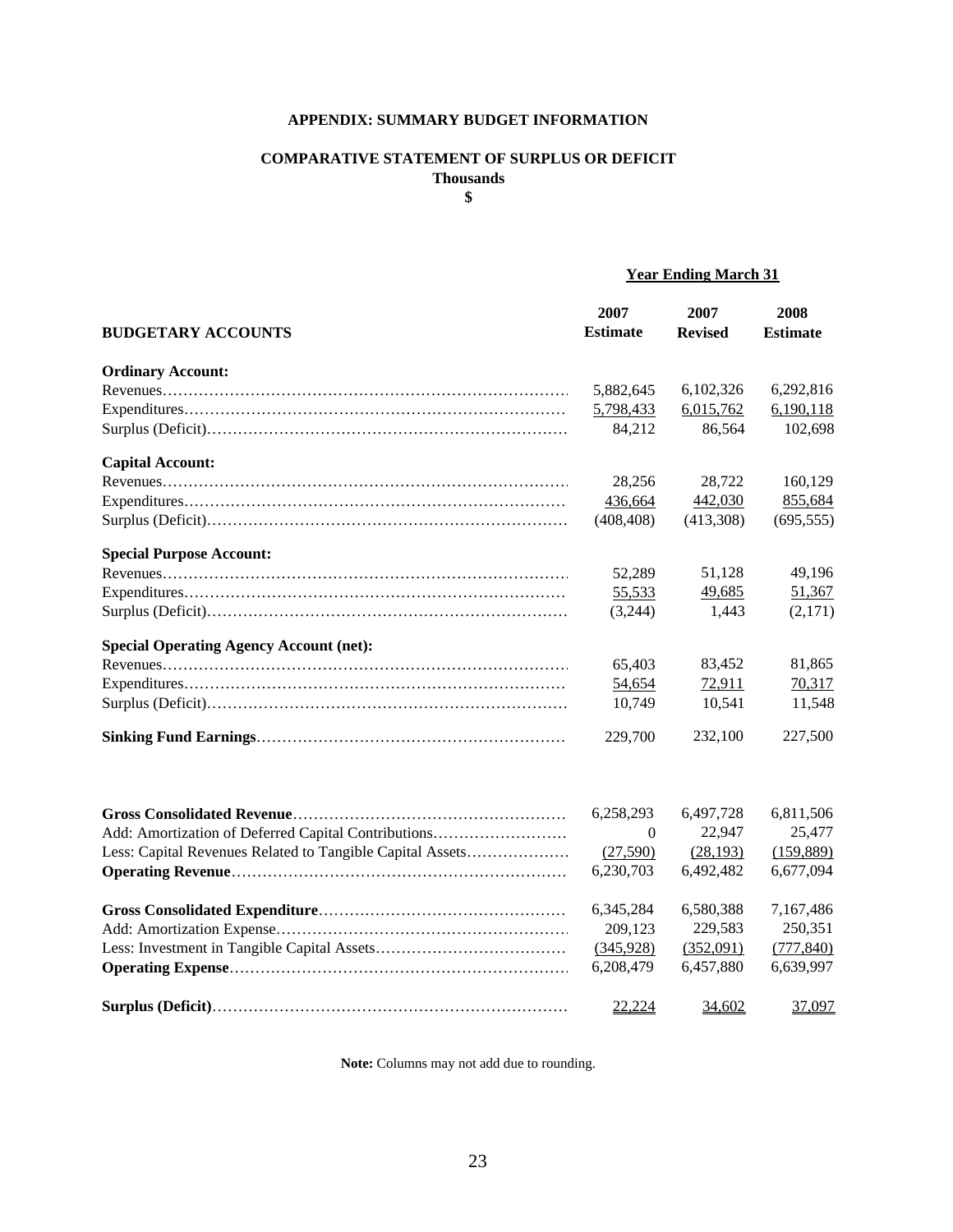## APPENDIX: SUMMARY BUDGET INFORMATION

### COMPARATIVE STATEMENT OF SURPLUS OR DEFICIT

**Thousands**

**$**

| | Year Ending March 31 | | |
|---|---|---|---|
| **BUDGETARY ACCOUNTS** | **2007 Estimate** | **2007 Revised** | **2008 Estimate** |
| **Ordinary Account:** | | | |
| Revenues | 5,882,645 | 6,102,326 | 6,292,816 |
| Expenditures | 5,798,433 | 6,015,762 | 6,190,118 |
| Surplus (Deficit) | 84,212 | 86,564 | 102,698 |
| **Capital Account:** | | | |
| Revenues | 28,256 | 28,722 | 160,129 |
| Expenditures | 436,664 | 442,030 | 855,684 |
| Surplus (Deficit) | (408,408) | (413,308) | (695,555) |
| **Special Purpose Account:** | | | |
| Revenues | 52,289 | 51,128 | 49,196 |
| Expenditures | 55,533 | 49,685 | 51,367 |
| Surplus (Deficit) | (3,244) | 1,443 | (2,171) |
| **Special Operating Agency Account (net):** | | | |
| Revenues | 65,403 | 83,452 | 81,865 |
| Expenditures | 54,654 | 72,911 | 70,317 |
| Surplus (Deficit) | 10,749 | 10,541 | 11,548 |
| **Sinking Fund Earnings** | 229,700 | 232,100 | 227,500 |
| **Gross Consolidated Revenue** | 6,258,293 | 6,497,728 | 6,811,506 |
| Add: Amortization of Deferred Capital Contributions | 0 | 22,947 | 25,477 |
| Less: Capital Revenues Related to Tangible Capital Assets | (27,590) | (28,193) | (159,889) |
| **Operating Revenue** | 6,230,703 | 6,492,482 | 6,677,094 |
| **Gross Consolidated Expenditure** | 6,345,284 | 6,580,388 | 7,167,486 |
| Add: Amortization Expense | 209,123 | 229,583 | 250,351 |
| Less: Investment in Tangible Capital Assets | (345,928) | (352,091) | (777,840) |
| **Operating Expense** | 6,208,479 | 6,457,880 | 6,639,997 |
| **Surplus (Deficit)** | 22,224 | 34,602 | 37,097 |

**Note:** Columns may not add due to rounding.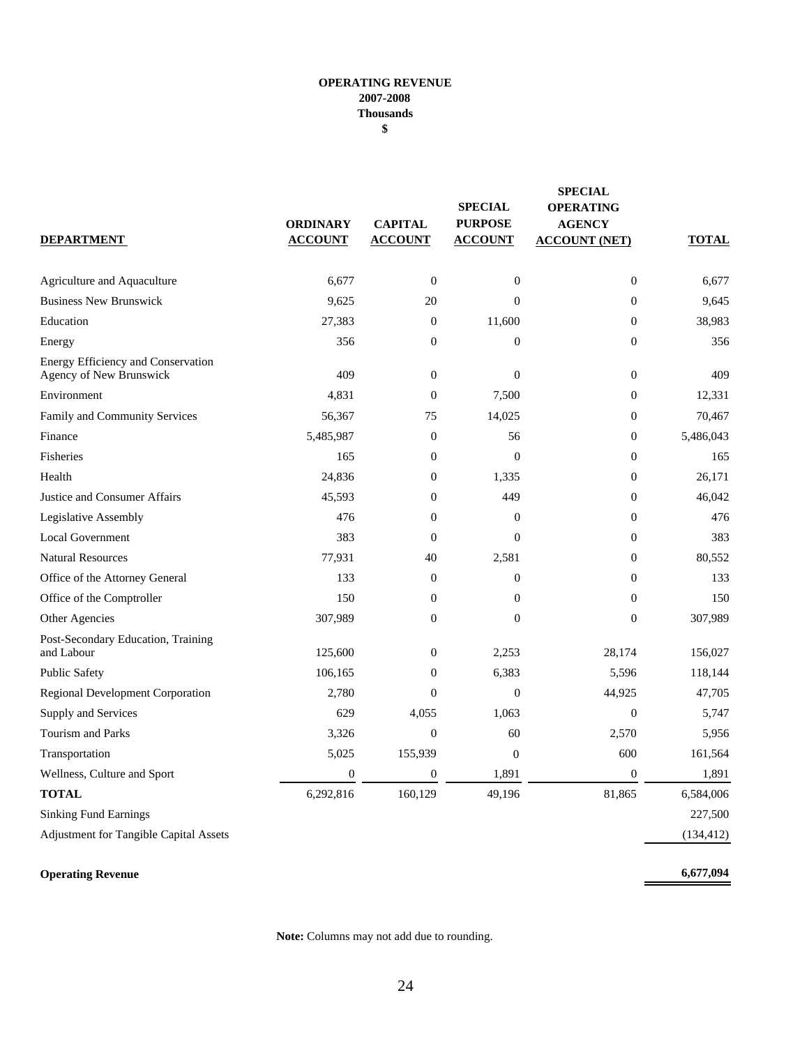**OPERATING REVENUE**
**2007-2008**
**Thousands**
**$**

| DEPARTMENT | ORDINARY ACCOUNT | CAPITAL ACCOUNT | SPECIAL PURPOSE ACCOUNT | SPECIAL OPERATING AGENCY ACCOUNT (NET) | TOTAL |
|---|---|---|---|---|---|
| Agriculture and Aquaculture | 6,677 | 0 | 0 | 0 | 6,677 |
| Business New Brunswick | 9,625 | 20 | 0 | 0 | 9,645 |
| Education | 27,383 | 0 | 11,600 | 0 | 38,983 |
| Energy | 356 | 0 | 0 | 0 | 356 |
| Energy Efficiency and Conservation Agency of New Brunswick | 409 | 0 | 0 | 0 | 409 |
| Environment | 4,831 | 0 | 7,500 | 0 | 12,331 |
| Family and Community Services | 56,367 | 75 | 14,025 | 0 | 70,467 |
| Finance | 5,485,987 | 0 | 56 | 0 | 5,486,043 |
| Fisheries | 165 | 0 | 0 | 0 | 165 |
| Health | 24,836 | 0 | 1,335 | 0 | 26,171 |
| Justice and Consumer Affairs | 45,593 | 0 | 449 | 0 | 46,042 |
| Legislative Assembly | 476 | 0 | 0 | 0 | 476 |
| Local Government | 383 | 0 | 0 | 0 | 383 |
| Natural Resources | 77,931 | 40 | 2,581 | 0 | 80,552 |
| Office of the Attorney General | 133 | 0 | 0 | 0 | 133 |
| Office of the Comptroller | 150 | 0 | 0 | 0 | 150 |
| Other Agencies | 307,989 | 0 | 0 | 0 | 307,989 |
| Post-Secondary Education, Training and Labour | 125,600 | 0 | 2,253 | 28,174 | 156,027 |
| Public Safety | 106,165 | 0 | 6,383 | 5,596 | 118,144 |
| Regional Development Corporation | 2,780 | 0 | 0 | 44,925 | 47,705 |
| Supply and Services | 629 | 4,055 | 1,063 | 0 | 5,747 |
| Tourism and Parks | 3,326 | 0 | 60 | 2,570 | 5,956 |
| Transportation | 5,025 | 155,939 | 0 | 600 | 161,564 |
| Wellness, Culture and Sport | 0 | 0 | 1,891 | 0 | 1,891 |
| **TOTAL** | 6,292,816 | 160,129 | 49,196 | 81,865 | 6,584,006 |
| Sinking Fund Earnings | | | | | 227,500 |
| Adjustment for Tangible Capital Assets | | | | | (134,412) |
| **Operating Revenue** | | | | | **6,677,094** |

**Note:** Columns may not add due to rounding.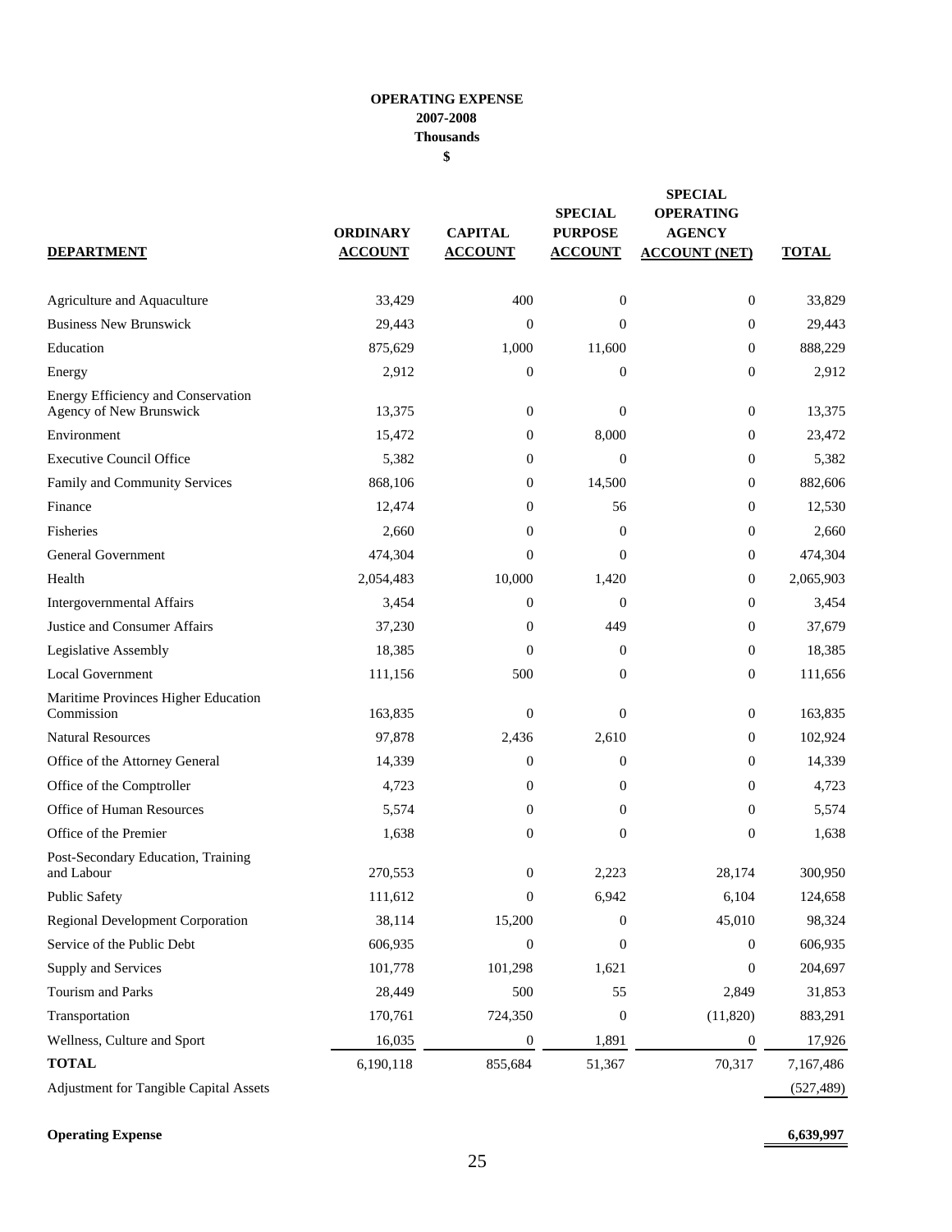**OPERATING EXPENSE**
**2007-2008**
**Thousands**
**$**

| DEPARTMENT | ORDINARY ACCOUNT | CAPITAL ACCOUNT | SPECIAL PURPOSE ACCOUNT | SPECIAL OPERATING AGENCY ACCOUNT (NET) | TOTAL |
|---|---|---|---|---|---|
| Agriculture and Aquaculture | 33,429 | 400 | 0 | 0 | 33,829 |
| Business New Brunswick | 29,443 | 0 | 0 | 0 | 29,443 |
| Education | 875,629 | 1,000 | 11,600 | 0 | 888,229 |
| Energy | 2,912 | 0 | 0 | 0 | 2,912 |
| Energy Efficiency and Conservation Agency of New Brunswick | 13,375 | 0 | 0 | 0 | 13,375 |
| Environment | 15,472 | 0 | 8,000 | 0 | 23,472 |
| Executive Council Office | 5,382 | 0 | 0 | 0 | 5,382 |
| Family and Community Services | 868,106 | 0 | 14,500 | 0 | 882,606 |
| Finance | 12,474 | 0 | 56 | 0 | 12,530 |
| Fisheries | 2,660 | 0 | 0 | 0 | 2,660 |
| General Government | 474,304 | 0 | 0 | 0 | 474,304 |
| Health | 2,054,483 | 10,000 | 1,420 | 0 | 2,065,903 |
| Intergovernmental Affairs | 3,454 | 0 | 0 | 0 | 3,454 |
| Justice and Consumer Affairs | 37,230 | 0 | 449 | 0 | 37,679 |
| Legislative Assembly | 18,385 | 0 | 0 | 0 | 18,385 |
| Local Government | 111,156 | 500 | 0 | 0 | 111,656 |
| Maritime Provinces Higher Education Commission | 163,835 | 0 | 0 | 0 | 163,835 |
| Natural Resources | 97,878 | 2,436 | 2,610 | 0 | 102,924 |
| Office of the Attorney General | 14,339 | 0 | 0 | 0 | 14,339 |
| Office of the Comptroller | 4,723 | 0 | 0 | 0 | 4,723 |
| Office of Human Resources | 5,574 | 0 | 0 | 0 | 5,574 |
| Office of the Premier | 1,638 | 0 | 0 | 0 | 1,638 |
| Post-Secondary Education, Training and Labour | 270,553 | 0 | 2,223 | 28,174 | 300,950 |
| Public Safety | 111,612 | 0 | 6,942 | 6,104 | 124,658 |
| Regional Development Corporation | 38,114 | 15,200 | 0 | 45,010 | 98,324 |
| Service of the Public Debt | 606,935 | 0 | 0 | 0 | 606,935 |
| Supply and Services | 101,778 | 101,298 | 1,621 | 0 | 204,697 |
| Tourism and Parks | 28,449 | 500 | 55 | 2,849 | 31,853 |
| Transportation | 170,761 | 724,350 | 0 | (11,820) | 883,291 |
| Wellness, Culture and Sport | 16,035 | 0 | 1,891 | 0 | 17,926 |
| **TOTAL** | 6,190,118 | 855,684 | 51,367 | 70,317 | 7,167,486 |
| Adjustment for Tangible Capital Assets | | | | | (527,489) |
| **Operating Expense** | | | | | **6,639,997** |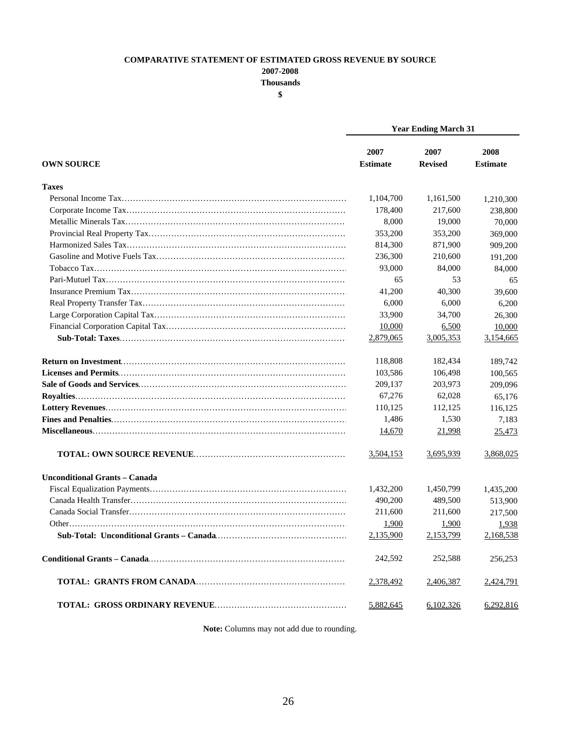**COMPARATIVE STATEMENT OF ESTIMATED GROSS REVENUE BY SOURCE**

**2007-2008**

**Thousands**

**$**

| | Year Ending March 31 | | |
|---|---|---|---|
| **OWN SOURCE** | **2007 Estimate** | **2007 Revised** | **2008 Estimate** |
| **Taxes** | | | |
| Personal Income Tax | 1,104,700 | 1,161,500 | 1,210,300 |
| Corporate Income Tax | 178,400 | 217,600 | 238,800 |
| Metallic Minerals Tax | 8,000 | 19,000 | 70,000 |
| Provincial Real Property Tax | 353,200 | 353,200 | 369,000 |
| Harmonized Sales Tax | 814,300 | 871,900 | 909,200 |
| Gasoline and Motive Fuels Tax | 236,300 | 210,600 | 191,200 |
| Tobacco Tax | 93,000 | 84,000 | 84,000 |
| Pari-Mutuel Tax | 65 | 53 | 65 |
| Insurance Premium Tax | 41,200 | 40,300 | 39,600 |
| Real Property Transfer Tax | 6,000 | 6,000 | 6,200 |
| Large Corporation Capital Tax | 33,900 | 34,700 | 26,300 |
| Financial Corporation Capital Tax | 10,000 | 6,500 | 10,000 |
| **Sub-Total: Taxes** | 2,879,065 | 3,005,353 | 3,154,665 |
| **Return on Investment** | 118,808 | 182,434 | 189,742 |
| **Licenses and Permits** | 103,586 | 106,498 | 100,565 |
| **Sale of Goods and Services** | 209,137 | 203,973 | 209,096 |
| **Royalties** | 67,276 | 62,028 | 65,176 |
| **Lottery Revenues** | 110,125 | 112,125 | 116,125 |
| **Fines and Penalties** | 1,486 | 1,530 | 7,183 |
| **Miscellaneous** | 14,670 | 21,998 | 25,473 |
| **TOTAL: OWN SOURCE REVENUE** | 3,504,153 | 3,695,939 | 3,868,025 |
| **Unconditional Grants – Canada** | | | |
| Fiscal Equalization Payments | 1,432,200 | 1,450,799 | 1,435,200 |
| Canada Health Transfer | 490,200 | 489,500 | 513,900 |
| Canada Social Transfer | 211,600 | 211,600 | 217,500 |
| Other | 1,900 | 1,900 | 1,938 |
| **Sub-Total: Unconditional Grants – Canada** | 2,135,900 | 2,153,799 | 2,168,538 |
| **Conditional Grants – Canada** | 242,592 | 252,588 | 256,253 |
| **TOTAL: GRANTS FROM CANADA** | 2,378,492 | 2,406,387 | 2,424,791 |
| **TOTAL: GROSS ORDINARY REVENUE** | 5,882,645 | 6,102,326 | 6,292,816 |

**Note:** Columns may not add due to rounding.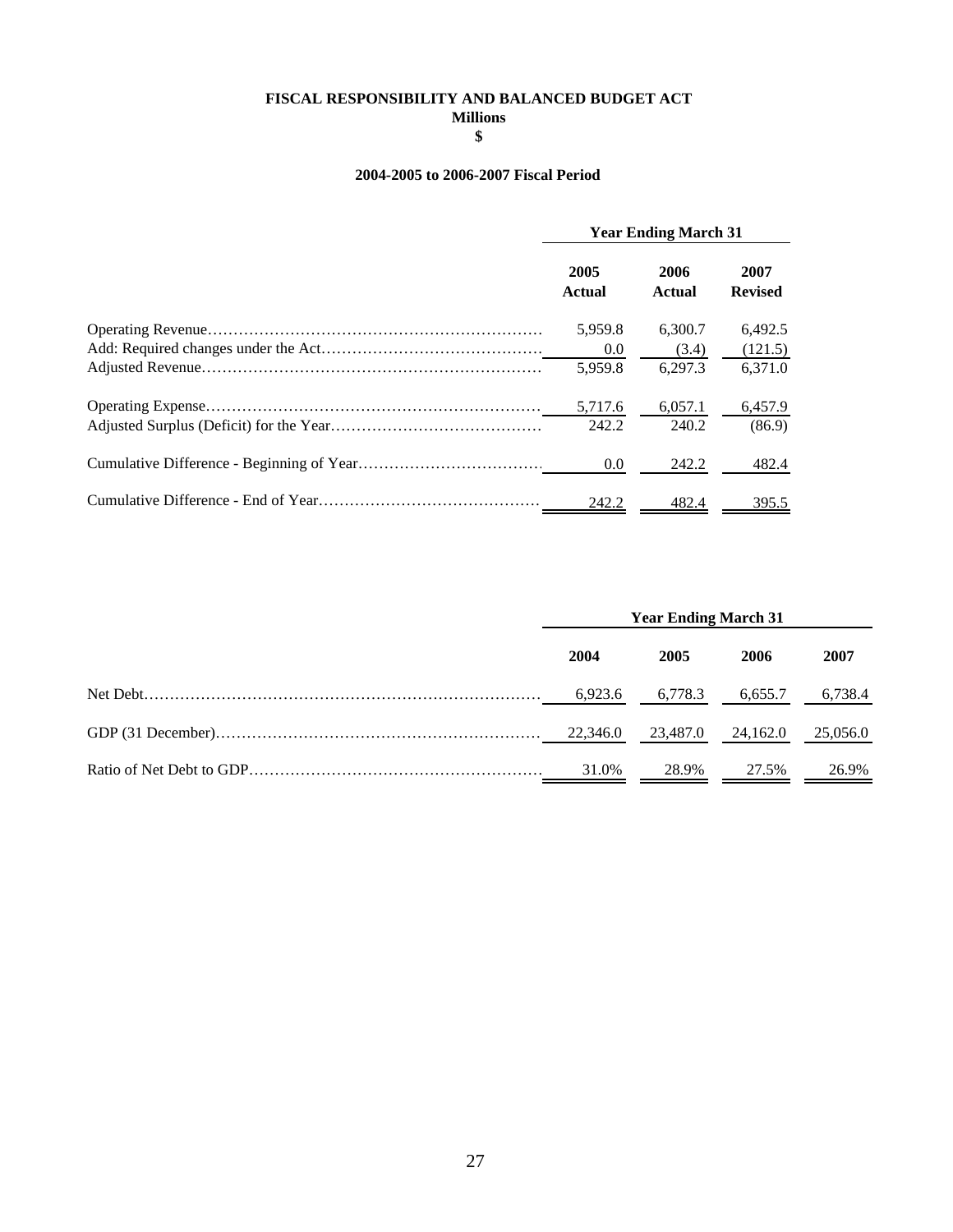# FISCAL RESPONSIBILITY AND BALANCED BUDGET ACT

**Millions**

**$**

**2004-2005 to 2006-2007 Fiscal Period**

| | Year Ending March 31 | | |
|---|---|---|---|
| | **2005 Actual** | **2006 Actual** | **2007 Revised** |
| Operating Revenue | 5,959.8 | 6,300.7 | 6,492.5 |
| Add: Required changes under the Act | 0.0 | (3.4) | (121.5) |
| Adjusted Revenue | 5,959.8 | 6,297.3 | 6,371.0 |
| Operating Expense | 5,717.6 | 6,057.1 | 6,457.9 |
| Adjusted Surplus (Deficit) for the Year | 242.2 | 240.2 | (86.9) |
| Cumulative Difference - Beginning of Year | 0.0 | 242.2 | 482.4 |
| Cumulative Difference - End of Year | 242.2 | 482.4 | 395.5 |

| | Year Ending March 31 | | | |
|---|---|---|---|---|
| | **2004** | **2005** | **2006** | **2007** |
| Net Debt | 6,923.6 | 6,778.3 | 6,655.7 | 6,738.4 |
| GDP (31 December) | 22,346.0 | 23,487.0 | 24,162.0 | 25,056.0 |
| Ratio of Net Debt to GDP | 31.0% | 28.9% | 27.5% | 26.9% |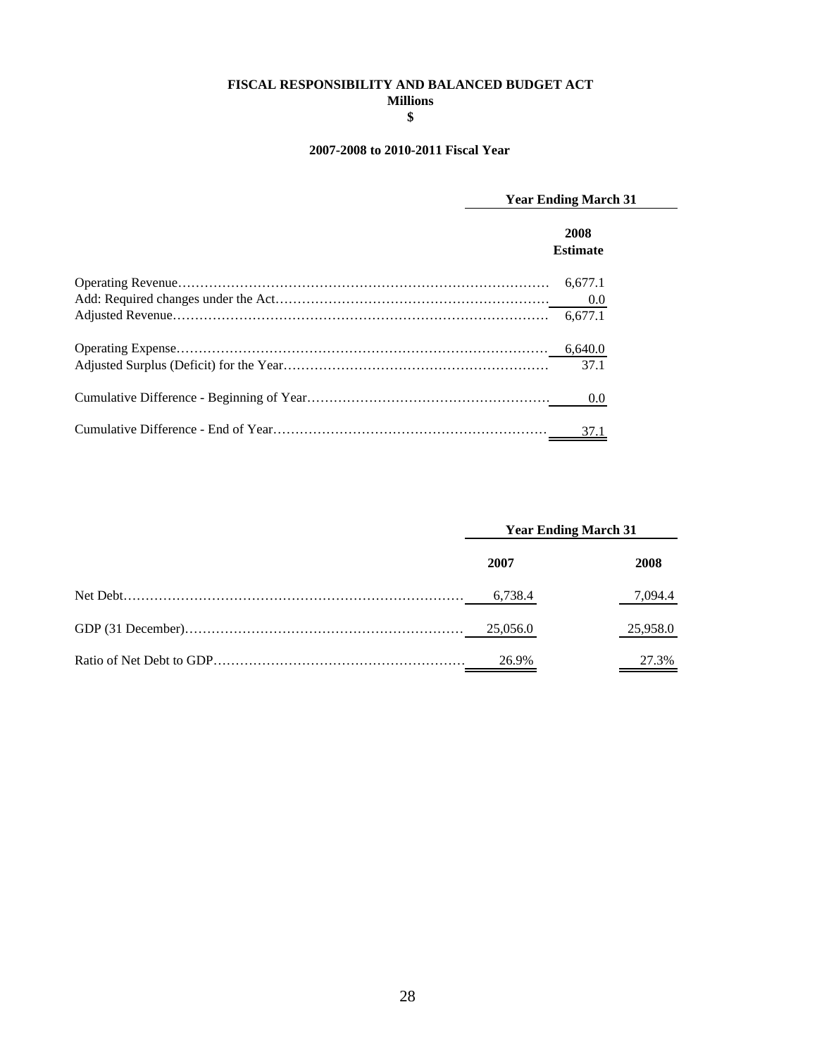**FISCAL RESPONSIBILITY AND BALANCED BUDGET ACT**
**Millions**
**$**

**2007-2008 to 2010-2011 Fiscal Year**

| | Year Ending March 31 |
|---|---|
| | **2008 Estimate** |
| Operating Revenue | 6,677.1 |
| Add: Required changes under the Act | 0.0 |
| Adjusted Revenue | 6,677.1 |
| Operating Expense | 6,640.0 |
| Adjusted Surplus (Deficit) for the Year | 37.1 |
| Cumulative Difference - Beginning of Year | 0.0 |
| Cumulative Difference - End of Year | 37.1 |

| | Year Ending March 31 | |
|---|---|---|
| | **2007** | **2008** |
| Net Debt | 6,738.4 | 7,094.4 |
| GDP (31 December) | 25,056.0 | 25,958.0 |
| Ratio of Net Debt to GDP | 26.9% | 27.3% |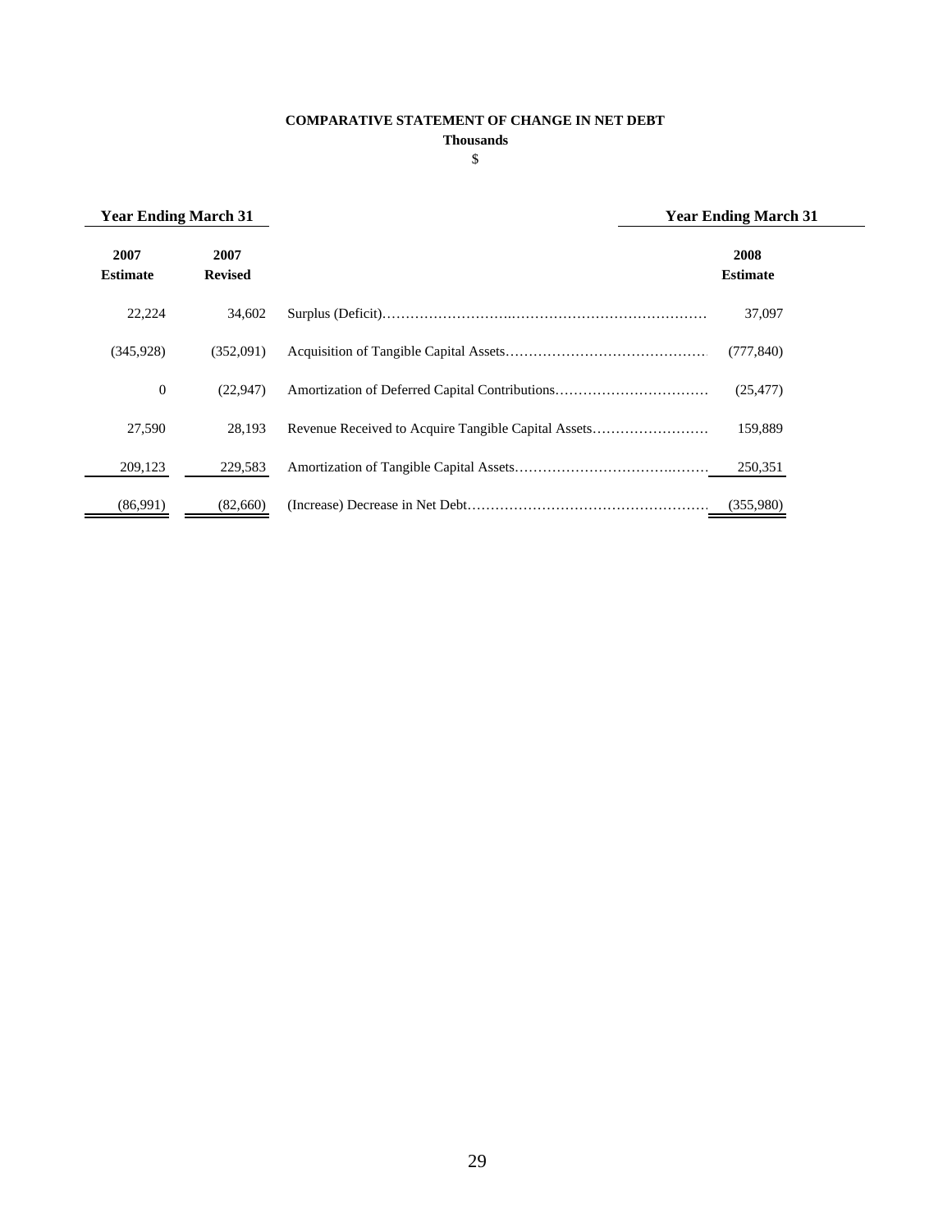**COMPARATIVE STATEMENT OF CHANGE IN NET DEBT**

**Thousands**

$

| Year Ending March 31 | | | Year Ending March 31 |
|---|---|---|---|
| **2007 Estimate** | **2007 Revised** | | **2008 Estimate** |
| 22,224 | 34,602 | Surplus (Deficit) | 37,097 |
| (345,928) | (352,091) | Acquisition of Tangible Capital Assets | (777,840) |
| 0 | (22,947) | Amortization of Deferred Capital Contributions | (25,477) |
| 27,590 | 28,193 | Revenue Received to Acquire Tangible Capital Assets | 159,889 |
| 209,123 | 229,583 | Amortization of Tangible Capital Assets | 250,351 |
| (86,991) | (82,660) | (Increase) Decrease in Net Debt | (355,980) |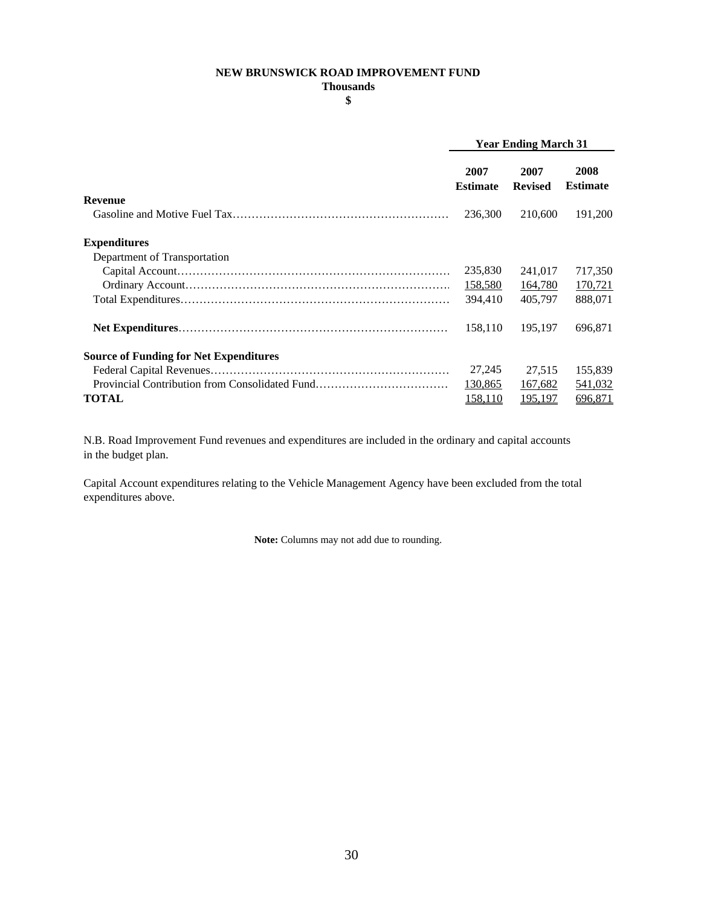# NEW BRUNSWICK ROAD IMPROVEMENT FUND

**Thousands**

**$**

| | Year Ending March 31 | | |
|---|---|---|---|
| | **2007 Estimate** | **2007 Revised** | **2008 Estimate** |
| **Revenue** | | | |
| Gasoline and Motive Fuel Tax | 236,300 | 210,600 | 191,200 |
| **Expenditures** | | | |
| Department of Transportation | | | |
| Capital Account | 235,830 | 241,017 | 717,350 |
| Ordinary Account | 158,580 | 164,780 | 170,721 |
| Total Expenditures | 394,410 | 405,797 | 888,071 |
| **Net Expenditures** | 158,110 | 195,197 | 696,871 |
| **Source of Funding for Net Expenditures** | | | |
| Federal Capital Revenues | 27,245 | 27,515 | 155,839 |
| Provincial Contribution from Consolidated Fund | 130,865 | 167,682 | 541,032 |
| **TOTAL** | 158,110 | 195,197 | 696,871 |

N.B. Road Improvement Fund revenues and expenditures are included in the ordinary and capital accounts in the budget plan.

Capital Account expenditures relating to the Vehicle Management Agency have been excluded from the total expenditures above.

**Note:** Columns may not add due to rounding.